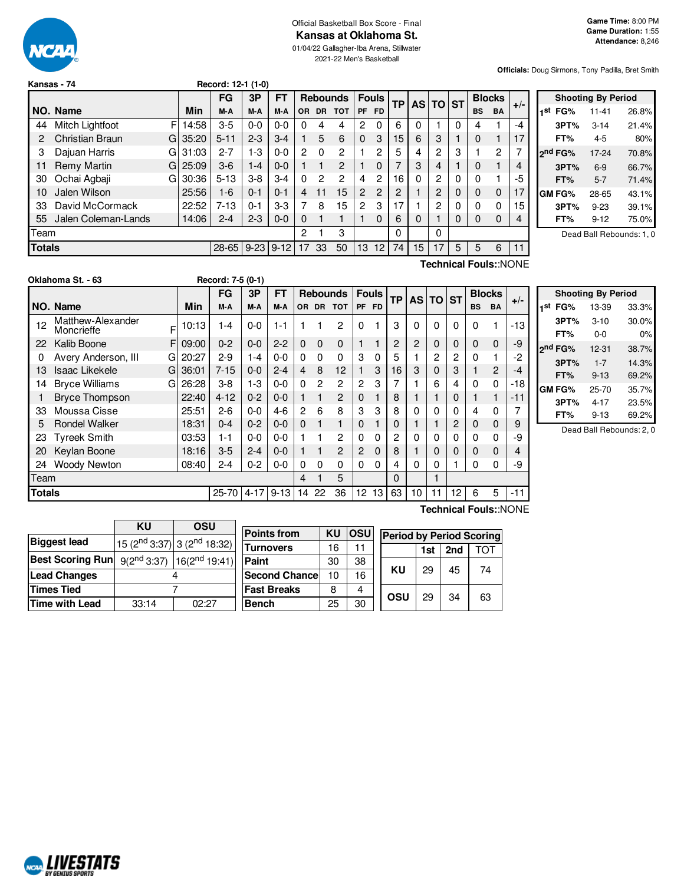Official Basketball Box Score - Final

# Kansas at Oklahoma St.

01/04/22 Gallagher-Iba Arena, Stillwater

2021-22 Men's Basketball

**Game Time:** 8:00 PM
**Game Duration:** 1:55
**Attendance:** 8,246

**Officials:** Doug Sirmons, Tony Padilla, Bret Smith

**Kansas - 74** Record: 12-1 (1-0)

| NO. | Name | | Min | FG M-A | 3P M-A | FT M-A | Rebounds OR | DR | TOT | Fouls PF | FD | TP | AS | TO | ST | Blocks BS | BA | +/- |
|---|---|---|---|---|---|---|---|---|---|---|---|---|---|---|---|---|---|---|
| 44 | Mitch Lightfoot | F | 14:58 | 3-5 | 0-0 | 0-0 | 0 | 4 | 4 | 2 | 0 | 6 | 0 | 1 | 0 | 4 | 1 | -4 |
| 2 | Christian Braun | G | 35:20 | 5-11 | 2-3 | 3-4 | 1 | 5 | 6 | 0 | 3 | 15 | 6 | 3 | 1 | 0 | 1 | 17 |
| 3 | Dajuan Harris | G | 31:03 | 2-7 | 1-3 | 0-0 | 2 | 0 | 2 | 1 | 2 | 5 | 4 | 2 | 3 | 1 | 2 | 7 |
| 11 | Remy Martin | G | 25:09 | 3-6 | 1-4 | 0-0 | 1 | 1 | 2 | 1 | 0 | 7 | 3 | 4 | 1 | 0 | 1 | 4 |
| 30 | Ochai Agbaji | G | 30:36 | 5-13 | 3-8 | 3-4 | 0 | 2 | 2 | 4 | 2 | 16 | 0 | 2 | 0 | 0 | 1 | -5 |
| 10 | Jalen Wilson | | 25:56 | 1-6 | 0-1 | 0-1 | 4 | 11 | 15 | 2 | 2 | 2 | 1 | 2 | 0 | 0 | 0 | 17 |
| 33 | David McCormack | | 22:52 | 7-13 | 0-1 | 3-3 | 7 | 8 | 15 | 2 | 3 | 17 | 1 | 2 | 0 | 0 | 0 | 15 |
| 55 | Jalen Coleman-Lands | | 14:06 | 2-4 | 2-3 | 0-0 | 0 | 1 | 1 | 1 | 0 | 6 | 0 | 1 | 0 | 0 | 0 | 4 |
| | Team | | | | | | 2 | 1 | 3 | | | 0 | | 0 | | | | |
| | **Totals** | | | 28-65 | 9-23 | 9-12 | 17 | 33 | 50 | 13 | 12 | 74 | 15 | 17 | 5 | 5 | 6 | 11 |

**Technical Fouls:**:NONE

| Shooting By Period | | |
|---|---|---|
| 1st FG% | 11-41 | 26.8% |
| 3PT% | 3-14 | 21.4% |
| FT% | 4-5 | 80% |
| 2nd FG% | 17-24 | 70.8% |
| 3PT% | 6-9 | 66.7% |
| FT% | 5-7 | 71.4% |
| GM FG% | 28-65 | 43.1% |
| 3PT% | 9-23 | 39.1% |
| FT% | 9-12 | 75.0% |

Dead Ball Rebounds: 1, 0

**Oklahoma St. - 63** Record: 7-5 (0-1)

| NO. | Name | | Min | FG M-A | 3P M-A | FT M-A | Rebounds OR | DR | TOT | Fouls PF | FD | TP | AS | TO | ST | Blocks BS | BA | +/- |
|---|---|---|---|---|---|---|---|---|---|---|---|---|---|---|---|---|---|---|
| 12 | Matthew-Alexander Moncrieffe | F | 10:13 | 1-4 | 0-0 | 1-1 | 1 | 1 | 2 | 0 | 1 | 3 | 0 | 0 | 0 | 0 | 1 | -13 |
| 22 | Kalib Boone | F | 09:00 | 0-2 | 0-0 | 2-2 | 0 | 0 | 0 | 1 | 1 | 2 | 2 | 0 | 0 | 0 | 0 | -9 |
| 0 | Avery Anderson, III | G | 20:27 | 2-9 | 1-4 | 0-0 | 0 | 0 | 0 | 3 | 0 | 5 | 1 | 2 | 2 | 0 | 1 | -2 |
| 13 | Isaac Likekele | G | 36:01 | 7-15 | 0-0 | 2-4 | 4 | 8 | 12 | 1 | 3 | 16 | 3 | 0 | 3 | 1 | 2 | -4 |
| 14 | Bryce Williams | G | 26:28 | 3-8 | 1-3 | 0-0 | 0 | 2 | 2 | 2 | 3 | 7 | 1 | 6 | 4 | 0 | 0 | -18 |
| 1 | Bryce Thompson | | 22:40 | 4-12 | 0-2 | 0-0 | 1 | 1 | 2 | 0 | 1 | 8 | 1 | 1 | 0 | 1 | 1 | -11 |
| 33 | Moussa Cisse | | 25:51 | 2-6 | 0-0 | 4-6 | 2 | 6 | 8 | 3 | 3 | 8 | 0 | 0 | 0 | 4 | 0 | 7 |
| 5 | Rondel Walker | | 18:31 | 0-4 | 0-2 | 0-0 | 0 | 1 | 1 | 0 | 1 | 0 | 1 | 1 | 2 | 0 | 0 | 9 |
| 23 | Tyreek Smith | | 03:53 | 1-1 | 0-0 | 0-0 | 1 | 1 | 2 | 0 | 0 | 2 | 0 | 0 | 0 | 0 | 0 | -9 |
| 20 | Keylan Boone | | 18:16 | 3-5 | 2-4 | 0-0 | 1 | 1 | 2 | 2 | 0 | 8 | 1 | 0 | 0 | 0 | 0 | 4 |
| 24 | Woody Newton | | 08:40 | 2-4 | 0-2 | 0-0 | 0 | 0 | 0 | 0 | 0 | 4 | 0 | 0 | 1 | 0 | 0 | -9 |
| | Team | | | | | | 4 | 1 | 5 | | | 0 | | 1 | | | | |
| | **Totals** | | | 25-70 | 4-17 | 9-13 | 14 | 22 | 36 | 12 | 13 | 63 | 10 | 11 | 12 | 6 | 5 | -11 |

**Technical Fouls:**:NONE

| Shooting By Period | | |
|---|---|---|
| 1st FG% | 13-39 | 33.3% |
| 3PT% | 3-10 | 30.0% |
| FT% | 0-0 | 0% |
| 2nd FG% | 12-31 | 38.7% |
| 3PT% | 1-7 | 14.3% |
| FT% | 9-13 | 69.2% |
| GM FG% | 25-70 | 35.7% |
| 3PT% | 4-17 | 23.5% |
| FT% | 9-13 | 69.2% |

Dead Ball Rebounds: 2, 0

| | KU | OSU |
|---|---|---|
| **Biggest lead** | 15 (2nd 3:37) | 3 (2nd 18:32) |
| **Best Scoring Run** | 9(2nd 3:37) | 16(2nd 19:41) |
| **Lead Changes** | 4 | |
| **Times Tied** | 7 | |
| **Time with Lead** | 33:14 | 02:27 |

| Points from | KU | OSU |
|---|---|---|
| Turnovers | 16 | 11 |
| Paint | 30 | 38 |
| Second Chance | 10 | 16 |
| Fast Breaks | 8 | 4 |
| Bench | 25 | 30 |

**Period by Period Scoring**

| | 1st | 2nd | TOT |
|---|---|---|---|
| KU | 29 | 45 | 74 |
| OSU | 29 | 34 | 63 |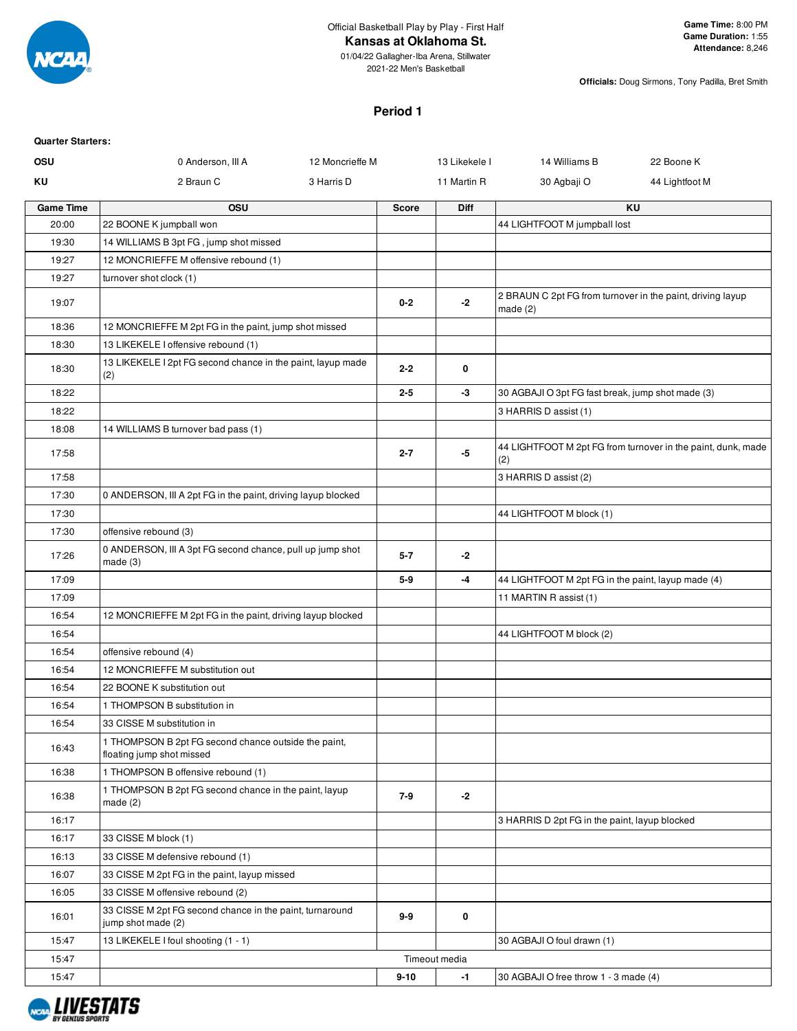Official Basketball Play by Play - First Half

# Kansas at Oklahoma St.

01/04/22 Gallagher-Iba Arena, Stillwater

2021-22 Men's Basketball

**Game Time:** 8:00 PM
**Game Duration:** 1:55
**Attendance:** 8,246

**Officials:** Doug Sirmons, Tony Padilla, Bret Smith

## Period 1

**Quarter Starters:**

| | | | | | |
|---|---|---|---|---|---|
| OSU | 0 Anderson, III A | 12 Moncrieffe M | 13 Likekele I | 14 Williams B | 22 Boone K |
| KU | 2 Braun C | 3 Harris D | 11 Martin R | 30 Agbaji O | 44 Lightfoot M |

| Game Time | OSU | Score | Diff | KU |
|---|---|---|---|---|
| 20:00 | 22 BOONE K jumpball won | | | 44 LIGHTFOOT M jumpball lost |
| 19:30 | 14 WILLIAMS B 3pt FG , jump shot missed | | | |
| 19:27 | 12 MONCRIEFFE M offensive rebound (1) | | | |
| 19:27 | turnover shot clock (1) | | | |
| 19:07 | | 0-2 | -2 | 2 BRAUN C 2pt FG from turnover in the paint, driving layup made (2) |
| 18:36 | 12 MONCRIEFFE M 2pt FG in the paint, jump shot missed | | | |
| 18:30 | 13 LIKEKELE I offensive rebound (1) | | | |
| 18:30 | 13 LIKEKELE I 2pt FG second chance in the paint, layup made (2) | 2-2 | 0 | |
| 18:22 | | 2-5 | -3 | 30 AGBAJI O 3pt FG fast break, jump shot made (3) |
| 18:22 | | | | 3 HARRIS D assist (1) |
| 18:08 | 14 WILLIAMS B turnover bad pass (1) | | | |
| 17:58 | | 2-7 | -5 | 44 LIGHTFOOT M 2pt FG from turnover in the paint, dunk, made (2) |
| 17:58 | | | | 3 HARRIS D assist (2) |
| 17:30 | 0 ANDERSON, III A 2pt FG in the paint, driving layup blocked | | | |
| 17:30 | | | | 44 LIGHTFOOT M block (1) |
| 17:30 | offensive rebound (3) | | | |
| 17:26 | 0 ANDERSON, III A 3pt FG second chance, pull up jump shot made (3) | 5-7 | -2 | |
| 17:09 | | 5-9 | -4 | 44 LIGHTFOOT M 2pt FG in the paint, layup made (4) |
| 17:09 | | | | 11 MARTIN R assist (1) |
| 16:54 | 12 MONCRIEFFE M 2pt FG in the paint, driving layup blocked | | | |
| 16:54 | | | | 44 LIGHTFOOT M block (2) |
| 16:54 | offensive rebound (4) | | | |
| 16:54 | 12 MONCRIEFFE M substitution out | | | |
| 16:54 | 22 BOONE K substitution out | | | |
| 16:54 | 1 THOMPSON B substitution in | | | |
| 16:54 | 33 CISSE M substitution in | | | |
| 16:43 | 1 THOMPSON B 2pt FG second chance outside the paint, floating jump shot missed | | | |
| 16:38 | 1 THOMPSON B offensive rebound (1) | | | |
| 16:38 | 1 THOMPSON B 2pt FG second chance in the paint, layup made (2) | 7-9 | -2 | |
| 16:17 | | | | 3 HARRIS D 2pt FG in the paint, layup blocked |
| 16:17 | 33 CISSE M block (1) | | | |
| 16:13 | 33 CISSE M defensive rebound (1) | | | |
| 16:07 | 33 CISSE M 2pt FG in the paint, layup missed | | | |
| 16:05 | 33 CISSE M offensive rebound (2) | | | |
| 16:01 | 33 CISSE M 2pt FG second chance in the paint, turnaround jump shot made (2) | 9-9 | 0 | |
| 15:47 | 13 LIKEKELE I foul shooting (1 - 1) | | | 30 AGBAJI O foul drawn (1) |
| 15:47 | Timeout media | | | |
| 15:47 | | 9-10 | -1 | 30 AGBAJI O free throw 1 - 3 made (4) |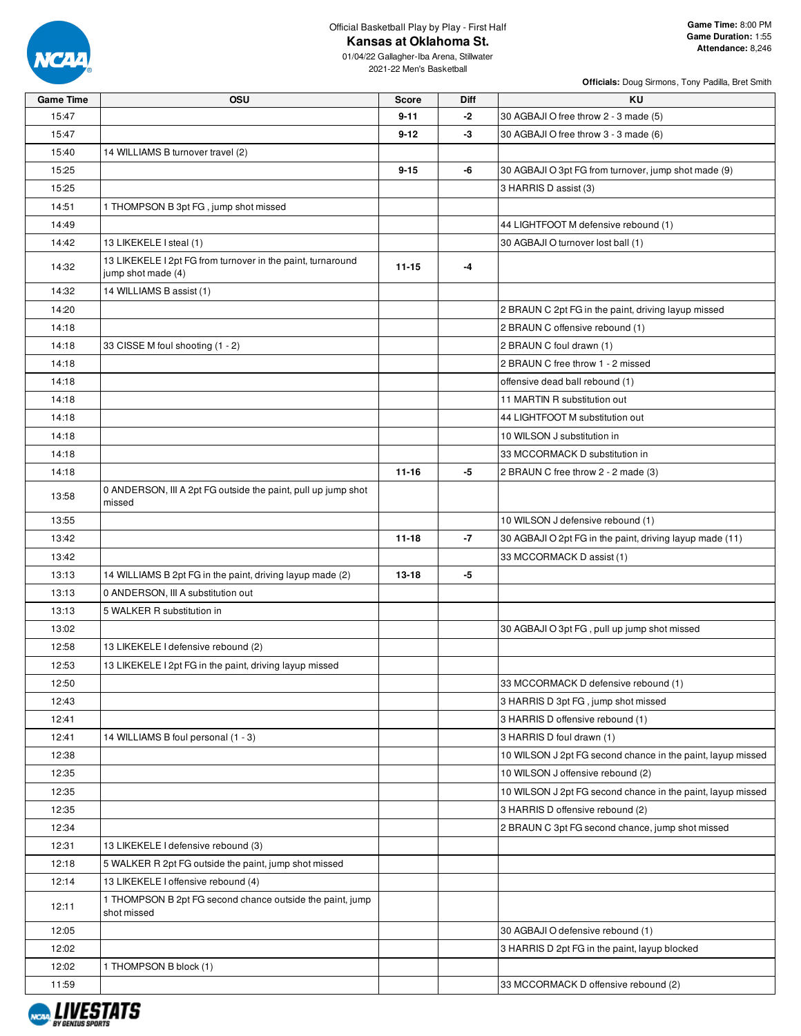Official Basketball Play by Play - First Half

# Kansas at Oklahoma St.

01/04/22 Gallagher-Iba Arena, Stillwater
2021-22 Men's Basketball

**Game Time:** 8:00 PM
**Game Duration:** 1:55
**Attendance:** 8,246

**Officials:** Doug Sirmons, Tony Padilla, Bret Smith

| Game Time | OSU | Score | Diff | KU |
|---|---|---|---|---|
| 15:47 | | 9-11 | -2 | 30 AGBAJI O free throw 2 - 3 made (5) |
| 15:47 | | 9-12 | -3 | 30 AGBAJI O free throw 3 - 3 made (6) |
| 15:40 | 14 WILLIAMS B turnover travel (2) | | | |
| 15:25 | | 9-15 | -6 | 30 AGBAJI O 3pt FG from turnover, jump shot made (9) |
| 15:25 | | | | 3 HARRIS D assist (3) |
| 14:51 | 1 THOMPSON B 3pt FG , jump shot missed | | | |
| 14:49 | | | | 44 LIGHTFOOT M defensive rebound (1) |
| 14:42 | 13 LIKEKELE I steal (1) | | | 30 AGBAJI O turnover lost ball (1) |
| 14:32 | 13 LIKEKELE I 2pt FG from turnover in the paint, turnaround jump shot made (4) | 11-15 | -4 | |
| 14:32 | 14 WILLIAMS B assist (1) | | | |
| 14:20 | | | | 2 BRAUN C 2pt FG in the paint, driving layup missed |
| 14:18 | | | | 2 BRAUN C offensive rebound (1) |
| 14:18 | 33 CISSE M foul shooting (1 - 2) | | | 2 BRAUN C foul drawn (1) |
| 14:18 | | | | 2 BRAUN C free throw 1 - 2 missed |
| 14:18 | | | | offensive dead ball rebound (1) |
| 14:18 | | | | 11 MARTIN R substitution out |
| 14:18 | | | | 44 LIGHTFOOT M substitution out |
| 14:18 | | | | 10 WILSON J substitution in |
| 14:18 | | | | 33 MCCORMACK D substitution in |
| 14:18 | | 11-16 | -5 | 2 BRAUN C free throw 2 - 2 made (3) |
| 13:58 | 0 ANDERSON, III A 2pt FG outside the paint, pull up jump shot missed | | | |
| 13:55 | | | | 10 WILSON J defensive rebound (1) |
| 13:42 | | 11-18 | -7 | 30 AGBAJI O 2pt FG in the paint, driving layup made (11) |
| 13:42 | | | | 33 MCCORMACK D assist (1) |
| 13:13 | 14 WILLIAMS B 2pt FG in the paint, driving layup made (2) | 13-18 | -5 | |
| 13:13 | 0 ANDERSON, III A substitution out | | | |
| 13:13 | 5 WALKER R substitution in | | | |
| 13:02 | | | | 30 AGBAJI O 3pt FG , pull up jump shot missed |
| 12:58 | 13 LIKEKELE I defensive rebound (2) | | | |
| 12:53 | 13 LIKEKELE I 2pt FG in the paint, driving layup missed | | | |
| 12:50 | | | | 33 MCCORMACK D defensive rebound (1) |
| 12:43 | | | | 3 HARRIS D 3pt FG , jump shot missed |
| 12:41 | | | | 3 HARRIS D offensive rebound (1) |
| 12:41 | 14 WILLIAMS B foul personal (1 - 3) | | | 3 HARRIS D foul drawn (1) |
| 12:38 | | | | 10 WILSON J 2pt FG second chance in the paint, layup missed |
| 12:35 | | | | 10 WILSON J offensive rebound (2) |
| 12:35 | | | | 10 WILSON J 2pt FG second chance in the paint, layup missed |
| 12:35 | | | | 3 HARRIS D offensive rebound (2) |
| 12:34 | | | | 2 BRAUN C 3pt FG second chance, jump shot missed |
| 12:31 | 13 LIKEKELE I defensive rebound (3) | | | |
| 12:18 | 5 WALKER R 2pt FG outside the paint, jump shot missed | | | |
| 12:14 | 13 LIKEKELE I offensive rebound (4) | | | |
| 12:11 | 1 THOMPSON B 2pt FG second chance outside the paint, jump shot missed | | | |
| 12:05 | | | | 30 AGBAJI O defensive rebound (1) |
| 12:02 | | | | 3 HARRIS D 2pt FG in the paint, layup blocked |
| 12:02 | 1 THOMPSON B block (1) | | | |
| 11:59 | | | | 33 MCCORMACK D offensive rebound (2) |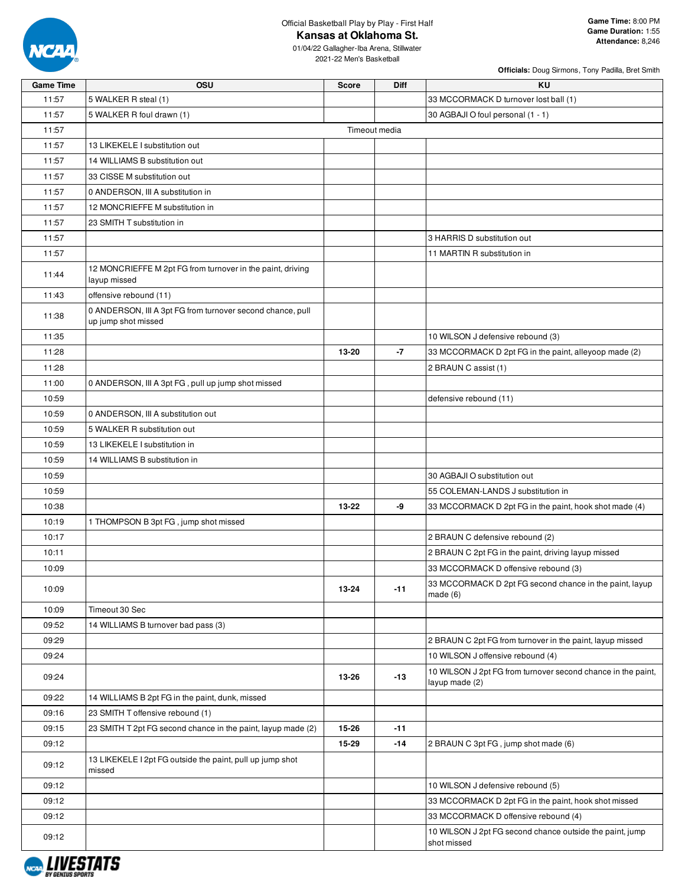Official Basketball Play by Play - First Half

# Kansas at Oklahoma St.

01/04/22 Gallagher-Iba Arena, Stillwater
2021-22 Men's Basketball

**Game Time:** 8:00 PM
**Game Duration:** 1:55
**Attendance:** 8,246

**Officials:** Doug Sirmons, Tony Padilla, Bret Smith

| Game Time | OSU | Score | Diff | KU |
|---|---|---|---|---|
| 11:57 | 5 WALKER R steal (1) | | | 33 MCCORMACK D turnover lost ball (1) |
| 11:57 | 5 WALKER R foul drawn (1) | | | 30 AGBAJI O foul personal (1 - 1) |
| 11:57 | Timeout media | | | |
| 11:57 | 13 LIKEKELE I substitution out | | | |
| 11:57 | 14 WILLIAMS B substitution out | | | |
| 11:57 | 33 CISSE M substitution out | | | |
| 11:57 | 0 ANDERSON, III A substitution in | | | |
| 11:57 | 12 MONCRIEFFE M substitution in | | | |
| 11:57 | 23 SMITH T substitution in | | | |
| 11:57 | | | | 3 HARRIS D substitution out |
| 11:57 | | | | 11 MARTIN R substitution in |
| 11:44 | 12 MONCRIEFFE M 2pt FG from turnover in the paint, driving layup missed | | | |
| 11:43 | offensive rebound (11) | | | |
| 11:38 | 0 ANDERSON, III A 3pt FG from turnover second chance, pull up jump shot missed | | | |
| 11:35 | | | | 10 WILSON J defensive rebound (3) |
| 11:28 | | 13-20 | -7 | 33 MCCORMACK D 2pt FG in the paint, alleyoop made (2) |
| 11:28 | | | | 2 BRAUN C assist (1) |
| 11:00 | 0 ANDERSON, III A 3pt FG , pull up jump shot missed | | | |
| 10:59 | | | | defensive rebound (11) |
| 10:59 | 0 ANDERSON, III A substitution out | | | |
| 10:59 | 5 WALKER R substitution out | | | |
| 10:59 | 13 LIKEKELE I substitution in | | | |
| 10:59 | 14 WILLIAMS B substitution in | | | |
| 10:59 | | | | 30 AGBAJI O substitution out |
| 10:59 | | | | 55 COLEMAN-LANDS J substitution in |
| 10:38 | | 13-22 | -9 | 33 MCCORMACK D 2pt FG in the paint, hook shot made (4) |
| 10:19 | 1 THOMPSON B 3pt FG , jump shot missed | | | |
| 10:17 | | | | 2 BRAUN C defensive rebound (2) |
| 10:11 | | | | 2 BRAUN C 2pt FG in the paint, driving layup missed |
| 10:09 | | | | 33 MCCORMACK D offensive rebound (3) |
| 10:09 | | 13-24 | -11 | 33 MCCORMACK D 2pt FG second chance in the paint, layup made (6) |
| 10:09 | Timeout 30 Sec | | | |
| 09:52 | 14 WILLIAMS B turnover bad pass (3) | | | |
| 09:29 | | | | 2 BRAUN C 2pt FG from turnover in the paint, layup missed |
| 09:24 | | | | 10 WILSON J offensive rebound (4) |
| 09:24 | | 13-26 | -13 | 10 WILSON J 2pt FG from turnover second chance in the paint, layup made (2) |
| 09:22 | 14 WILLIAMS B 2pt FG in the paint, dunk, missed | | | |
| 09:16 | 23 SMITH T offensive rebound (1) | | | |
| 09:15 | 23 SMITH T 2pt FG second chance in the paint, layup made (2) | 15-26 | -11 | |
| 09:12 | | 15-29 | -14 | 2 BRAUN C 3pt FG , jump shot made (6) |
| 09:12 | 13 LIKEKELE I 2pt FG outside the paint, pull up jump shot missed | | | |
| 09:12 | | | | 10 WILSON J defensive rebound (5) |
| 09:12 | | | | 33 MCCORMACK D 2pt FG in the paint, hook shot missed |
| 09:12 | | | | 33 MCCORMACK D offensive rebound (4) |
| 09:12 | | | | 10 WILSON J 2pt FG second chance outside the paint, jump shot missed |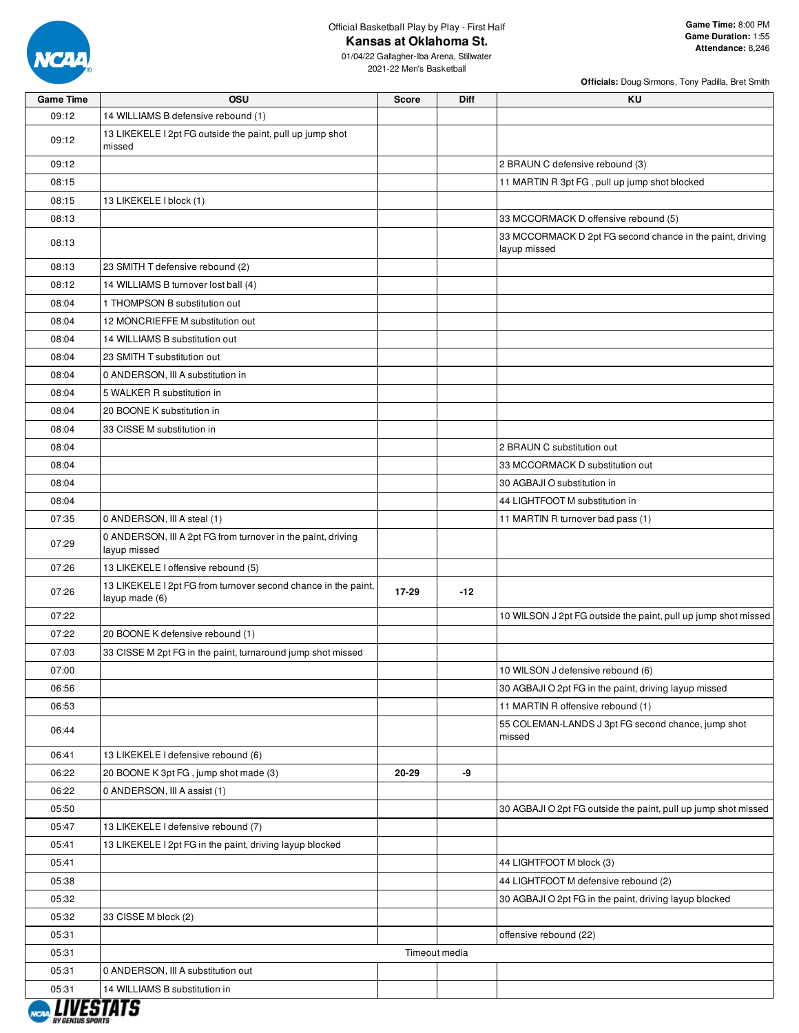Official Basketball Play by Play - First Half

# Kansas at Oklahoma St.

01/04/22 Gallagher-Iba Arena, Stillwater
2021-22 Men's Basketball

**Game Time:** 8:00 PM
**Game Duration:** 1:55
**Attendance:** 8,246

**Officials:** Doug Sirmons, Tony Padilla, Bret Smith

| Game Time | OSU | Score | Diff | KU |
|---|---|---|---|---|
| 09:12 | 14 WILLIAMS B defensive rebound (1) | | | |
| 09:12 | 13 LIKEKELE I 2pt FG outside the paint, pull up jump shot missed | | | |
| 09:12 | | | | 2 BRAUN C defensive rebound (3) |
| 08:15 | | | | 11 MARTIN R 3pt FG , pull up jump shot blocked |
| 08:15 | 13 LIKEKELE I block (1) | | | |
| 08:13 | | | | 33 MCCORMACK D offensive rebound (5) |
| 08:13 | | | | 33 MCCORMACK D 2pt FG second chance in the paint, driving layup missed |
| 08:13 | 23 SMITH T defensive rebound (2) | | | |
| 08:12 | 14 WILLIAMS B turnover lost ball (4) | | | |
| 08:04 | 1 THOMPSON B substitution out | | | |
| 08:04 | 12 MONCRIEFFE M substitution out | | | |
| 08:04 | 14 WILLIAMS B substitution out | | | |
| 08:04 | 23 SMITH T substitution out | | | |
| 08:04 | 0 ANDERSON, III A substitution in | | | |
| 08:04 | 5 WALKER R substitution in | | | |
| 08:04 | 20 BOONE K substitution in | | | |
| 08:04 | 33 CISSE M substitution in | | | |
| 08:04 | | | | 2 BRAUN C substitution out |
| 08:04 | | | | 33 MCCORMACK D substitution out |
| 08:04 | | | | 30 AGBAJI O substitution in |
| 08:04 | | | | 44 LIGHTFOOT M substitution in |
| 07:35 | 0 ANDERSON, III A steal (1) | | | 11 MARTIN R turnover bad pass (1) |
| 07:29 | 0 ANDERSON, III A 2pt FG from turnover in the paint, driving layup missed | | | |
| 07:26 | 13 LIKEKELE I offensive rebound (5) | | | |
| 07:26 | 13 LIKEKELE I 2pt FG from turnover second chance in the paint, layup made (6) | 17-29 | -12 | |
| 07:22 | | | | 10 WILSON J 2pt FG outside the paint, pull up jump shot missed |
| 07:22 | 20 BOONE K defensive rebound (1) | | | |
| 07:03 | 33 CISSE M 2pt FG in the paint, turnaround jump shot missed | | | |
| 07:00 | | | | 10 WILSON J defensive rebound (6) |
| 06:56 | | | | 30 AGBAJI O 2pt FG in the paint, driving layup missed |
| 06:53 | | | | 11 MARTIN R offensive rebound (1) |
| 06:44 | | | | 55 COLEMAN-LANDS J 3pt FG second chance, jump shot missed |
| 06:41 | 13 LIKEKELE I defensive rebound (6) | | | |
| 06:22 | 20 BOONE K 3pt FG , jump shot made (3) | 20-29 | -9 | |
| 06:22 | 0 ANDERSON, III A assist (1) | | | |
| 05:50 | | | | 30 AGBAJI O 2pt FG outside the paint, pull up jump shot missed |
| 05:47 | 13 LIKEKELE I defensive rebound (7) | | | |
| 05:41 | 13 LIKEKELE I 2pt FG in the paint, driving layup blocked | | | |
| 05:41 | | | | 44 LIGHTFOOT M block (3) |
| 05:38 | | | | 44 LIGHTFOOT M defensive rebound (2) |
| 05:32 | | | | 30 AGBAJI O 2pt FG in the paint, driving layup blocked |
| 05:32 | 33 CISSE M block (2) | | | |
| 05:31 | | | | offensive rebound (22) |
| 05:31 | | Timeout media | | |
| 05:31 | 0 ANDERSON, III A substitution out | | | |
| 05:31 | 14 WILLIAMS B substitution in | | | |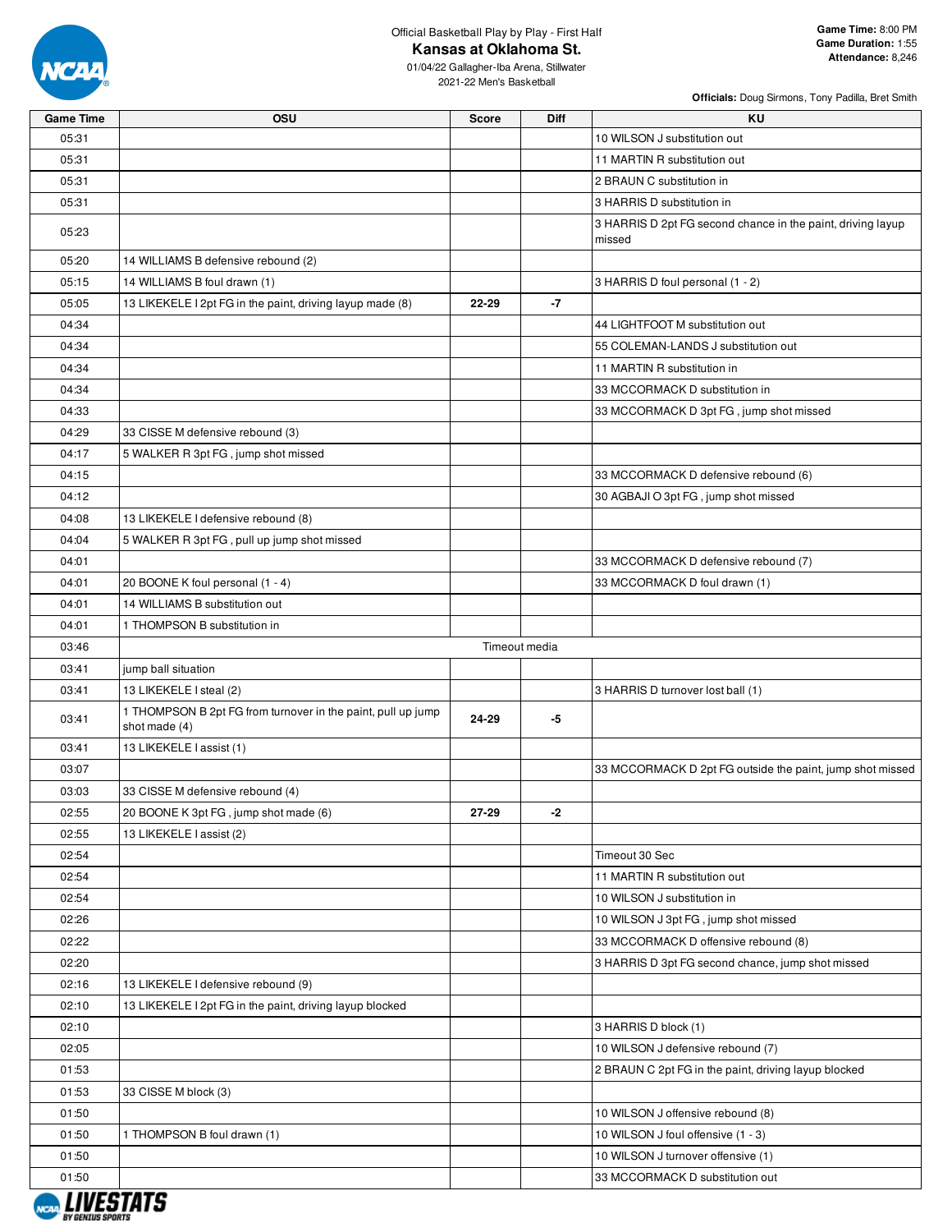Official Basketball Play by Play - First Half

# Kansas at Oklahoma St.

01/04/22 Gallagher-Iba Arena, Stillwater
2021-22 Men's Basketball

**Game Time:** 8:00 PM
**Game Duration:** 1:55
**Attendance:** 8,246

**Officials:** Doug Sirmons, Tony Padilla, Bret Smith

| Game Time | OSU | Score | Diff | KU |
|---|---|---|---|---|
| 05:31 | | | | 10 WILSON J substitution out |
| 05:31 | | | | 11 MARTIN R substitution out |
| 05:31 | | | | 2 BRAUN C substitution in |
| 05:31 | | | | 3 HARRIS D substitution in |
| 05:23 | | | | 3 HARRIS D 2pt FG second chance in the paint, driving layup missed |
| 05:20 | 14 WILLIAMS B defensive rebound (2) | | | |
| 05:15 | 14 WILLIAMS B foul drawn (1) | | | 3 HARRIS D foul personal (1 - 2) |
| 05:05 | 13 LIKEKELE I 2pt FG in the paint, driving layup made (8) | 22-29 | -7 | |
| 04:34 | | | | 44 LIGHTFOOT M substitution out |
| 04:34 | | | | 55 COLEMAN-LANDS J substitution out |
| 04:34 | | | | 11 MARTIN R substitution in |
| 04:34 | | | | 33 MCCORMACK D substitution in |
| 04:33 | | | | 33 MCCORMACK D 3pt FG , jump shot missed |
| 04:29 | 33 CISSE M defensive rebound (3) | | | |
| 04:17 | 5 WALKER R 3pt FG , jump shot missed | | | |
| 04:15 | | | | 33 MCCORMACK D defensive rebound (6) |
| 04:12 | | | | 30 AGBAJI O 3pt FG , jump shot missed |
| 04:08 | 13 LIKEKELE I defensive rebound (8) | | | |
| 04:04 | 5 WALKER R 3pt FG , pull up jump shot missed | | | |
| 04:01 | | | | 33 MCCORMACK D defensive rebound (7) |
| 04:01 | 20 BOONE K foul personal (1 - 4) | | | 33 MCCORMACK D foul drawn (1) |
| 04:01 | 14 WILLIAMS B substitution out | | | |
| 04:01 | 1 THOMPSON B substitution in | | | |
| 03:46 | | Timeout media | | |
| 03:41 | jump ball situation | | | |
| 03:41 | 13 LIKEKELE I steal (2) | | | 3 HARRIS D turnover lost ball (1) |
| 03:41 | 1 THOMPSON B 2pt FG from turnover in the paint, pull up jump shot made (4) | 24-29 | -5 | |
| 03:41 | 13 LIKEKELE I assist (1) | | | |
| 03:07 | | | | 33 MCCORMACK D 2pt FG outside the paint, jump shot missed |
| 03:03 | 33 CISSE M defensive rebound (4) | | | |
| 02:55 | 20 BOONE K 3pt FG , jump shot made (6) | 27-29 | -2 | |
| 02:55 | 13 LIKEKELE I assist (2) | | | |
| 02:54 | | | | Timeout 30 Sec |
| 02:54 | | | | 11 MARTIN R substitution out |
| 02:54 | | | | 10 WILSON J substitution in |
| 02:26 | | | | 10 WILSON J 3pt FG , jump shot missed |
| 02:22 | | | | 33 MCCORMACK D offensive rebound (8) |
| 02:20 | | | | 3 HARRIS D 3pt FG second chance, jump shot missed |
| 02:16 | 13 LIKEKELE I defensive rebound (9) | | | |
| 02:10 | 13 LIKEKELE I 2pt FG in the paint, driving layup blocked | | | |
| 02:10 | | | | 3 HARRIS D block (1) |
| 02:05 | | | | 10 WILSON J defensive rebound (7) |
| 01:53 | | | | 2 BRAUN C 2pt FG in the paint, driving layup blocked |
| 01:53 | 33 CISSE M block (3) | | | |
| 01:50 | | | | 10 WILSON J offensive rebound (8) |
| 01:50 | 1 THOMPSON B foul drawn (1) | | | 10 WILSON J foul offensive (1 - 3) |
| 01:50 | | | | 10 WILSON J turnover offensive (1) |
| 01:50 | | | | 33 MCCORMACK D substitution out |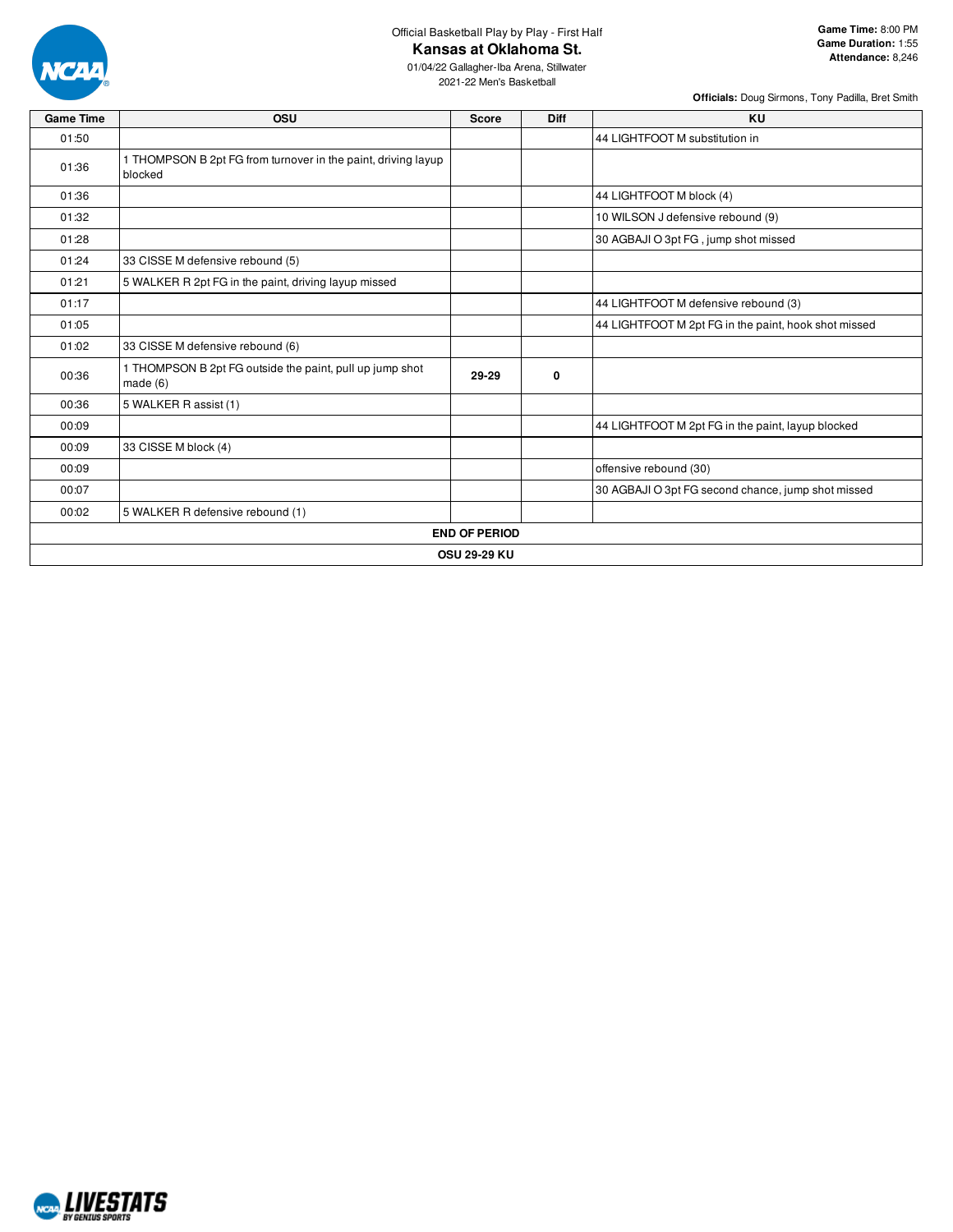Official Basketball Play by Play - First Half

# Kansas at Oklahoma St.

01/04/22 Gallagher-Iba Arena, Stillwater

2021-22 Men's Basketball

**Game Time:** 8:00 PM
**Game Duration:** 1:55
**Attendance:** 8,246

**Officials:** Doug Sirmons, Tony Padilla, Bret Smith

| Game Time | OSU | Score | Diff | KU |
|---|---|---|---|---|
| 01:50 | | | | 44 LIGHTFOOT M substitution in |
| 01:36 | 1 THOMPSON B 2pt FG from turnover in the paint, driving layup blocked | | | |
| 01:36 | | | | 44 LIGHTFOOT M block (4) |
| 01:32 | | | | 10 WILSON J defensive rebound (9) |
| 01:28 | | | | 30 AGBAJI O 3pt FG , jump shot missed |
| 01:24 | 33 CISSE M defensive rebound (5) | | | |
| 01:21 | 5 WALKER R 2pt FG in the paint, driving layup missed | | | |
| 01:17 | | | | 44 LIGHTFOOT M defensive rebound (3) |
| 01:05 | | | | 44 LIGHTFOOT M 2pt FG in the paint, hook shot missed |
| 01:02 | 33 CISSE M defensive rebound (6) | | | |
| 00:36 | 1 THOMPSON B 2pt FG outside the paint, pull up jump shot made (6) | **29-29** | **0** | |
| 00:36 | 5 WALKER R assist (1) | | | |
| 00:09 | | | | 44 LIGHTFOOT M 2pt FG in the paint, layup blocked |
| 00:09 | 33 CISSE M block (4) | | | |
| 00:09 | | | | offensive rebound (30) |
| 00:07 | | | | 30 AGBAJI O 3pt FG second chance, jump shot missed |
| 00:02 | 5 WALKER R defensive rebound (1) | | | |
| **END OF PERIOD** | | | | |
| **OSU 29-29 KU** | | | | |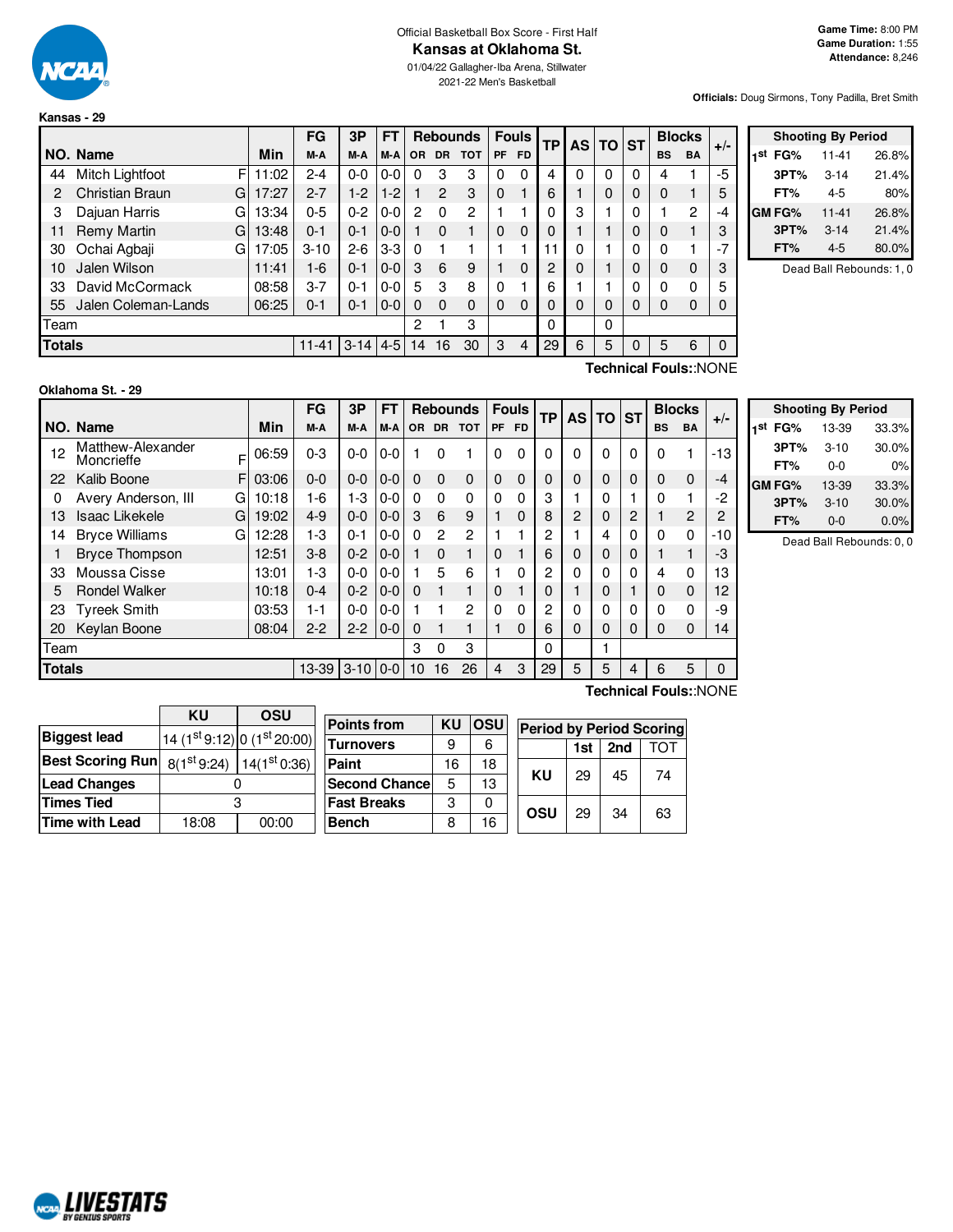Official Basketball Box Score - First Half

# Kansas at Oklahoma St.

01/04/22 Gallagher-Iba Arena, Stillwater

2021-22 Men's Basketball

**Game Time:** 8:00 PM
**Game Duration:** 1:55
**Attendance:** 8,246

**Officials:** Doug Sirmons, Tony Padilla, Bret Smith

## Kansas - 29

| NO. | Name | | Min | FG M-A | 3P M-A | FT M-A | OR | DR | TOT | PF | FD | TP | AS | TO | ST | BS | BA | +/- |
|---|---|---|---|---|---|---|---|---|---|---|---|---|---|---|---|---|---|---|
| 44 | Mitch Lightfoot | F | 11:02 | 2-4 | 0-0 | 0-0 | 0 | 3 | 3 | 0 | 0 | 4 | 0 | 0 | 0 | 4 | 1 | -5 |
| 2 | Christian Braun | G | 17:27 | 2-7 | 1-2 | 1-2 | 1 | 2 | 3 | 0 | 1 | 6 | 1 | 0 | 0 | 0 | 1 | 5 |
| 3 | Dajuan Harris | G | 13:34 | 0-5 | 0-2 | 0-0 | 2 | 0 | 2 | 1 | 1 | 0 | 3 | 1 | 0 | 1 | 2 | -4 |
| 11 | Remy Martin | G | 13:48 | 0-1 | 0-1 | 0-0 | 1 | 0 | 1 | 0 | 0 | 0 | 1 | 1 | 0 | 0 | 1 | 3 |
| 30 | Ochai Agbaji | G | 17:05 | 3-10 | 2-6 | 3-3 | 0 | 1 | 1 | 1 | 1 | 11 | 0 | 1 | 0 | 0 | 1 | -7 |
| 10 | Jalen Wilson | | 11:41 | 1-6 | 0-1 | 0-0 | 3 | 6 | 9 | 1 | 0 | 2 | 0 | 1 | 0 | 0 | 0 | 3 |
| 33 | David McCormack | | 08:58 | 3-7 | 0-1 | 0-0 | 5 | 3 | 8 | 0 | 1 | 6 | 1 | 1 | 0 | 0 | 0 | 5 |
| 55 | Jalen Coleman-Lands | | 06:25 | 0-1 | 0-1 | 0-0 | 0 | 0 | 0 | 0 | 0 | 0 | 0 | 0 | 0 | 0 | 0 | 0 |
| | Team | | | | | | 2 | 1 | 3 | | | 0 | | 0 | | | | |
| | **Totals** | | | 11-41 | 3-14 | 4-5 | 14 | 16 | 30 | 3 | 4 | 29 | 6 | 5 | 0 | 5 | 6 | 0 |

Technical Fouls::NONE

| Shooting By Period | | |
|---|---|---|
| 1st FG% | 11-41 | 26.8% |
| 3PT% | 3-14 | 21.4% |
| FT% | 4-5 | 80% |
| GM FG% | 11-41 | 26.8% |
| 3PT% | 3-14 | 21.4% |
| FT% | 4-5 | 80.0% |

Dead Ball Rebounds: 1, 0

## Oklahoma St. - 29

| NO. | Name | | Min | FG M-A | 3P M-A | FT M-A | OR | DR | TOT | PF | FD | TP | AS | TO | ST | BS | BA | +/- |
|---|---|---|---|---|---|---|---|---|---|---|---|---|---|---|---|---|---|---|
| 12 | Matthew-Alexander Moncrieffe | F | 06:59 | 0-3 | 0-0 | 0-0 | 1 | 0 | 1 | 0 | 0 | 0 | 0 | 0 | 0 | 0 | 1 | -13 |
| 22 | Kalib Boone | F | 03:06 | 0-0 | 0-0 | 0-0 | 0 | 0 | 0 | 0 | 0 | 0 | 0 | 0 | 0 | 0 | 0 | -4 |
| 0 | Avery Anderson, III | G | 10:18 | 1-6 | 1-3 | 0-0 | 0 | 0 | 0 | 0 | 0 | 3 | 1 | 0 | 1 | 0 | 1 | -2 |
| 13 | Isaac Likekele | G | 19:02 | 4-9 | 0-0 | 0-0 | 3 | 6 | 9 | 1 | 0 | 8 | 2 | 0 | 2 | 1 | 2 | 2 |
| 14 | Bryce Williams | G | 12:28 | 1-3 | 0-1 | 0-0 | 0 | 2 | 2 | 1 | 1 | 2 | 1 | 4 | 0 | 0 | 0 | -10 |
| 1 | Bryce Thompson | | 12:51 | 3-8 | 0-2 | 0-0 | 1 | 0 | 1 | 0 | 1 | 6 | 0 | 0 | 0 | 1 | 1 | -3 |
| 33 | Moussa Cisse | | 13:01 | 1-3 | 0-0 | 0-0 | 1 | 5 | 6 | 1 | 0 | 2 | 0 | 0 | 0 | 4 | 0 | 13 |
| 5 | Rondel Walker | | 10:18 | 0-4 | 0-2 | 0-0 | 0 | 1 | 1 | 0 | 1 | 0 | 1 | 0 | 1 | 0 | 0 | 12 |
| 23 | Tyreek Smith | | 03:53 | 1-1 | 0-0 | 0-0 | 1 | 1 | 2 | 0 | 0 | 2 | 0 | 0 | 0 | 0 | 0 | -9 |
| 20 | Keylan Boone | | 08:04 | 2-2 | 2-2 | 0-0 | 0 | 1 | 1 | 1 | 0 | 6 | 0 | 0 | 0 | 0 | 0 | 14 |
| | Team | | | | | | 3 | 0 | 3 | | | 0 | | 1 | | | | |
| | **Totals** | | | 13-39 | 3-10 | 0-0 | 10 | 16 | 26 | 4 | 3 | 29 | 5 | 5 | 4 | 6 | 5 | 0 |

Technical Fouls::NONE

| Shooting By Period | | |
|---|---|---|
| 1st FG% | 13-39 | 33.3% |
| 3PT% | 3-10 | 30.0% |
| FT% | 0-0 | 0% |
| GM FG% | 13-39 | 33.3% |
| 3PT% | 3-10 | 30.0% |
| FT% | 0-0 | 0.0% |

Dead Ball Rebounds: 0, 0

| | KU | OSU |
|---|---|---|
| Biggest lead | 14 (1st 9:12) | 0 (1st 20:00) |
| Best Scoring Run | 8(1st 9:24) | 14(1st 0:36) |
| Lead Changes | 0 | |
| Times Tied | 3 | |
| Time with Lead | 18:08 | 00:00 |

| Points from | KU | OSU |
|---|---|---|
| Turnovers | 9 | 6 |
| Paint | 16 | 18 |
| Second Chance | 5 | 13 |
| Fast Breaks | 3 | 0 |
| Bench | 8 | 16 |

| Period by Period Scoring | 1st | 2nd | TOT |
|---|---|---|---|
| KU | 29 | 45 | 74 |
| OSU | 29 | 34 | 63 |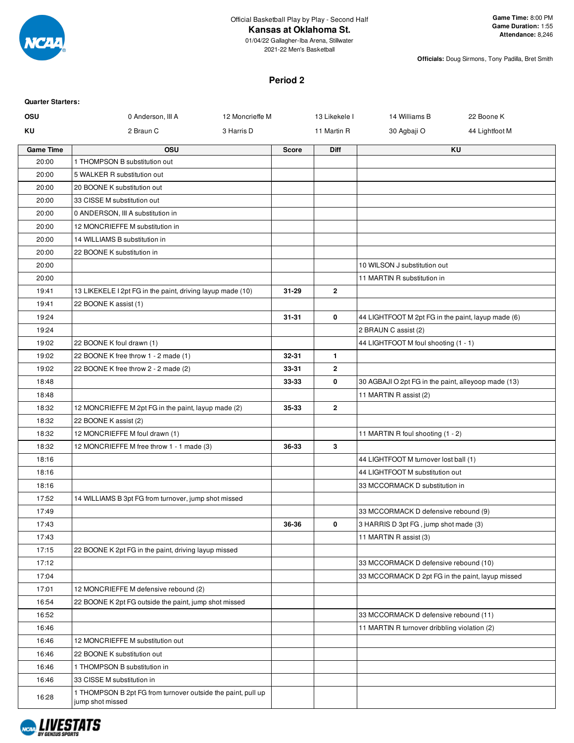Official Basketball Play by Play - Second Half

**Kansas at Oklahoma St.**

01/04/22 Gallagher-Iba Arena, Stillwater

2021-22 Men's Basketball

**Game Time:** 8:00 PM
**Game Duration:** 1:55
**Attendance:** 8,246

**Officials:** Doug Sirmons, Tony Padilla, Bret Smith

## Period 2

**Quarter Starters:**

| | | | | | |
|---|---|---|---|---|---|
| **OSU** | 0 Anderson, III A | 12 Moncrieffe M | 13 Likekele I | 14 Williams B | 22 Boone K |
| **KU** | 2 Braun C | 3 Harris D | 11 Martin R | 30 Agbaji O | 44 Lightfoot M |

| Game Time | OSU | Score | Diff | KU |
|---|---|---|---|---|
| 20:00 | 1 THOMPSON B substitution out | | | |
| 20:00 | 5 WALKER R substitution out | | | |
| 20:00 | 20 BOONE K substitution out | | | |
| 20:00 | 33 CISSE M substitution out | | | |
| 20:00 | 0 ANDERSON, III A substitution in | | | |
| 20:00 | 12 MONCRIEFFE M substitution in | | | |
| 20:00 | 14 WILLIAMS B substitution in | | | |
| 20:00 | 22 BOONE K substitution in | | | |
| 20:00 | | | | 10 WILSON J substitution out |
| 20:00 | | | | 11 MARTIN R substitution in |
| 19:41 | 13 LIKEKELE I 2pt FG in the paint, driving layup made (10) | 31-29 | 2 | |
| 19:41 | 22 BOONE K assist (1) | | | |
| 19:24 | | 31-31 | 0 | 44 LIGHTFOOT M 2pt FG in the paint, layup made (6) |
| 19:24 | | | | 2 BRAUN C assist (2) |
| 19:02 | 22 BOONE K foul drawn (1) | | | 44 LIGHTFOOT M foul shooting (1 - 1) |
| 19:02 | 22 BOONE K free throw 1 - 2 made (1) | 32-31 | 1 | |
| 19:02 | 22 BOONE K free throw 2 - 2 made (2) | 33-31 | 2 | |
| 18:48 | | 33-33 | 0 | 30 AGBAJI O 2pt FG in the paint, alleyoop made (13) |
| 18:48 | | | | 11 MARTIN R assist (2) |
| 18:32 | 12 MONCRIEFFE M 2pt FG in the paint, layup made (2) | 35-33 | 2 | |
| 18:32 | 22 BOONE K assist (2) | | | |
| 18:32 | 12 MONCRIEFFE M foul drawn (1) | | | 11 MARTIN R foul shooting (1 - 2) |
| 18:32 | 12 MONCRIEFFE M free throw 1 - 1 made (3) | 36-33 | 3 | |
| 18:16 | | | | 44 LIGHTFOOT M turnover lost ball (1) |
| 18:16 | | | | 44 LIGHTFOOT M substitution out |
| 18:16 | | | | 33 MCCORMACK D substitution in |
| 17:52 | 14 WILLIAMS B 3pt FG from turnover, jump shot missed | | | |
| 17:49 | | | | 33 MCCORMACK D defensive rebound (9) |
| 17:43 | | 36-36 | 0 | 3 HARRIS D 3pt FG , jump shot made (3) |
| 17:43 | | | | 11 MARTIN R assist (3) |
| 17:15 | 22 BOONE K 2pt FG in the paint, driving layup missed | | | |
| 17:12 | | | | 33 MCCORMACK D defensive rebound (10) |
| 17:04 | | | | 33 MCCORMACK D 2pt FG in the paint, layup missed |
| 17:01 | 12 MONCRIEFFE M defensive rebound (2) | | | |
| 16:54 | 22 BOONE K 2pt FG outside the paint, jump shot missed | | | |
| 16:52 | | | | 33 MCCORMACK D defensive rebound (11) |
| 16:46 | | | | 11 MARTIN R turnover dribbling violation (2) |
| 16:46 | 12 MONCRIEFFE M substitution out | | | |
| 16:46 | 22 BOONE K substitution out | | | |
| 16:46 | 1 THOMPSON B substitution in | | | |
| 16:46 | 33 CISSE M substitution in | | | |
| 16:28 | 1 THOMPSON B 2pt FG from turnover outside the paint, pull up jump shot missed | | | |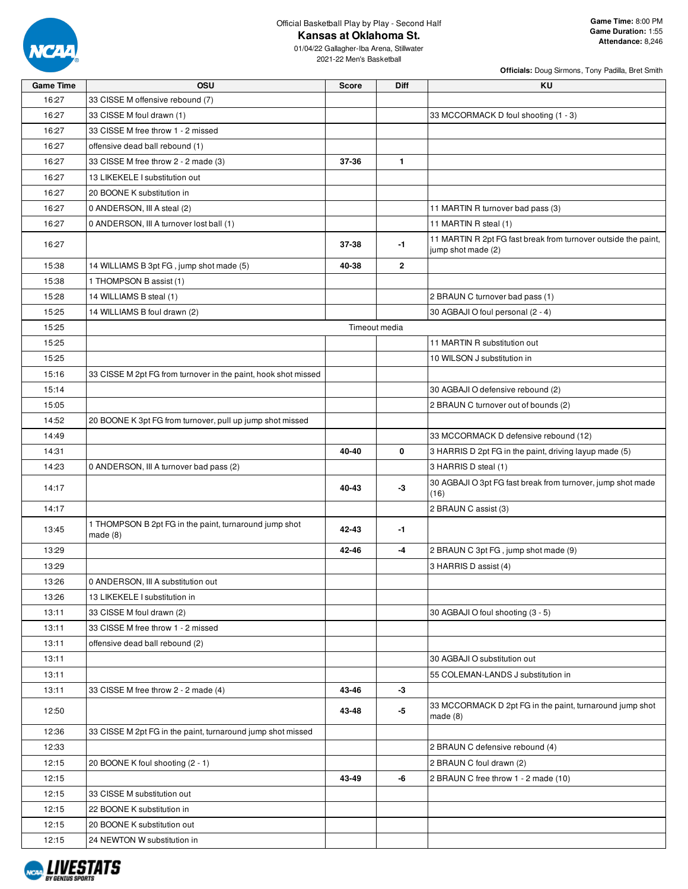Official Basketball Play by Play - Second Half

# Kansas at Oklahoma St.

01/04/22 Gallagher-Iba Arena, Stillwater
2021-22 Men's Basketball

**Game Time:** 8:00 PM
**Game Duration:** 1:55
**Attendance:** 8,246

**Officials:** Doug Sirmons, Tony Padilla, Bret Smith

| Game Time | OSU | Score | Diff | KU |
|---|---|---|---|---|
| 16:27 | 33 CISSE M offensive rebound (7) | | | |
| 16:27 | 33 CISSE M foul drawn (1) | | | 33 MCCORMACK D foul shooting (1 - 3) |
| 16:27 | 33 CISSE M free throw 1 - 2 missed | | | |
| 16:27 | offensive dead ball rebound (1) | | | |
| 16:27 | 33 CISSE M free throw 2 - 2 made (3) | 37-36 | 1 | |
| 16:27 | 13 LIKEKELE I substitution out | | | |
| 16:27 | 20 BOONE K substitution in | | | |
| 16:27 | 0 ANDERSON, III A steal (2) | | | 11 MARTIN R turnover bad pass (3) |
| 16:27 | 0 ANDERSON, III A turnover lost ball (1) | | | 11 MARTIN R steal (1) |
| 16:27 | | 37-38 | -1 | 11 MARTIN R 2pt FG fast break from turnover outside the paint, jump shot made (2) |
| 15:38 | 14 WILLIAMS B 3pt FG , jump shot made (5) | 40-38 | 2 | |
| 15:38 | 1 THOMPSON B assist (1) | | | |
| 15:28 | 14 WILLIAMS B steal (1) | | | 2 BRAUN C turnover bad pass (1) |
| 15:25 | 14 WILLIAMS B foul drawn (2) | | | 30 AGBAJI O foul personal (2 - 4) |
| 15:25 | Timeout media | | | |
| 15:25 | | | | 11 MARTIN R substitution out |
| 15:25 | | | | 10 WILSON J substitution in |
| 15:16 | 33 CISSE M 2pt FG from turnover in the paint, hook shot missed | | | |
| 15:14 | | | | 30 AGBAJI O defensive rebound (2) |
| 15:05 | | | | 2 BRAUN C turnover out of bounds (2) |
| 14:52 | 20 BOONE K 3pt FG from turnover, pull up jump shot missed | | | |
| 14:49 | | | | 33 MCCORMACK D defensive rebound (12) |
| 14:31 | | 40-40 | 0 | 3 HARRIS D 2pt FG in the paint, driving layup made (5) |
| 14:23 | 0 ANDERSON, III A turnover bad pass (2) | | | 3 HARRIS D steal (1) |
| 14:17 | | 40-43 | -3 | 30 AGBAJI O 3pt FG fast break from turnover, jump shot made (16) |
| 14:17 | | | | 2 BRAUN C assist (3) |
| 13:45 | 1 THOMPSON B 2pt FG in the paint, turnaround jump shot made (8) | 42-43 | -1 | |
| 13:29 | | 42-46 | -4 | 2 BRAUN C 3pt FG , jump shot made (9) |
| 13:29 | | | | 3 HARRIS D assist (4) |
| 13:26 | 0 ANDERSON, III A substitution out | | | |
| 13:26 | 13 LIKEKELE I substitution in | | | |
| 13:11 | 33 CISSE M foul drawn (2) | | | 30 AGBAJI O foul shooting (3 - 5) |
| 13:11 | 33 CISSE M free throw 1 - 2 missed | | | |
| 13:11 | offensive dead ball rebound (2) | | | |
| 13:11 | | | | 30 AGBAJI O substitution out |
| 13:11 | | | | 55 COLEMAN-LANDS J substitution in |
| 13:11 | 33 CISSE M free throw 2 - 2 made (4) | 43-46 | -3 | |
| 12:50 | | 43-48 | -5 | 33 MCCORMACK D 2pt FG in the paint, turnaround jump shot made (8) |
| 12:36 | 33 CISSE M 2pt FG in the paint, turnaround jump shot missed | | | |
| 12:33 | | | | 2 BRAUN C defensive rebound (4) |
| 12:15 | 20 BOONE K foul shooting (2 - 1) | | | 2 BRAUN C foul drawn (2) |
| 12:15 | | 43-49 | -6 | 2 BRAUN C free throw 1 - 2 made (10) |
| 12:15 | 33 CISSE M substitution out | | | |
| 12:15 | 22 BOONE K substitution in | | | |
| 12:15 | 20 BOONE K substitution out | | | |
| 12:15 | 24 NEWTON W substitution in | | | |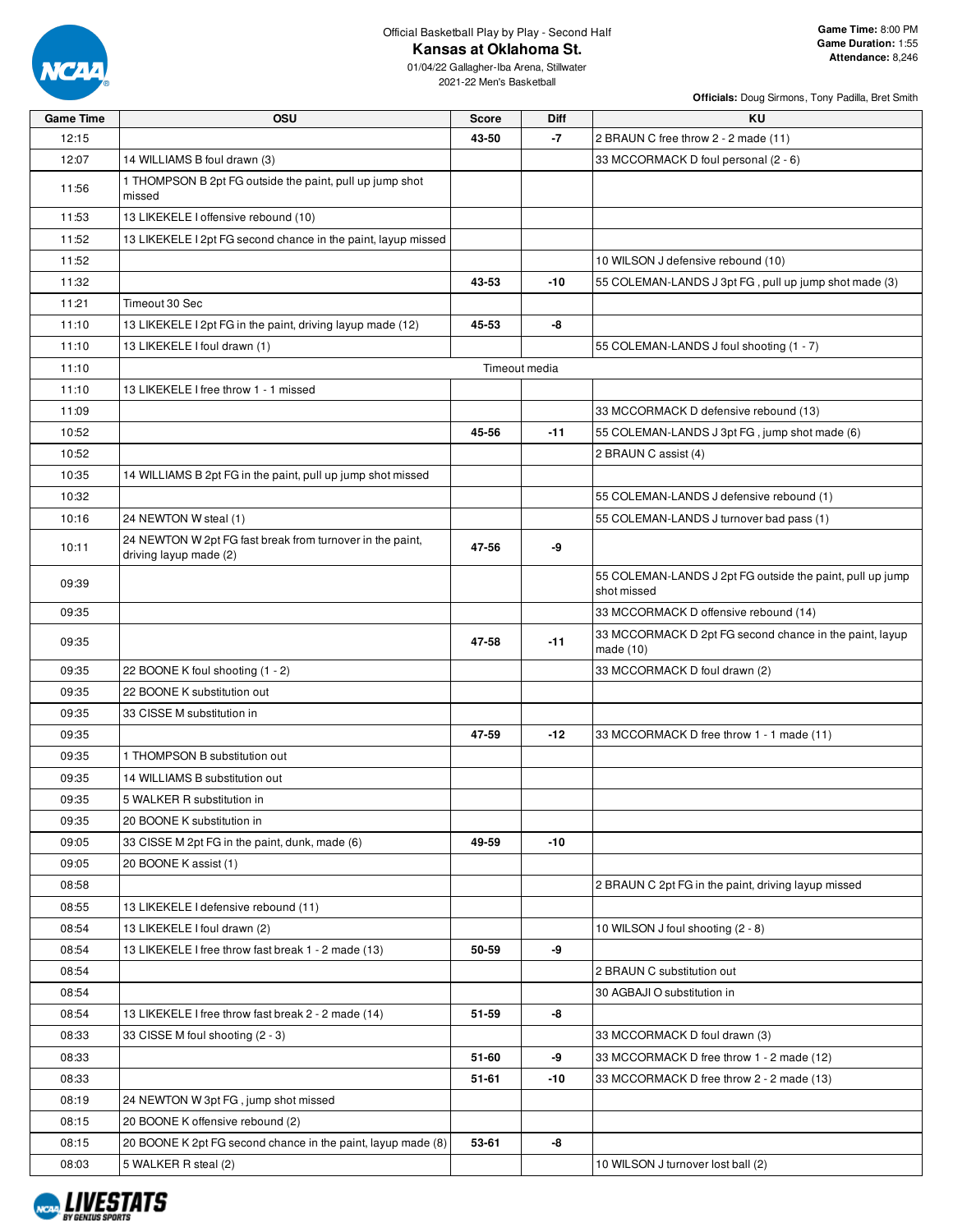Official Basketball Play by Play - Second Half

# Kansas at Oklahoma St.

01/04/22 Gallagher-Iba Arena, Stillwater

2021-22 Men's Basketball

**Game Time:** 8:00 PM
**Game Duration:** 1:55
**Attendance:** 8,246

**Officials:** Doug Sirmons, Tony Padilla, Bret Smith

| Game Time | OSU | Score | Diff | KU |
|---|---|---|---|---|
| 12:15 | | 43-50 | -7 | 2 BRAUN C free throw 2 - 2 made (11) |
| 12:07 | 14 WILLIAMS B foul drawn (3) | | | 33 MCCORMACK D foul personal (2 - 6) |
| 11:56 | 1 THOMPSON B 2pt FG outside the paint, pull up jump shot missed | | | |
| 11:53 | 13 LIKEKELE I offensive rebound (10) | | | |
| 11:52 | 13 LIKEKELE I 2pt FG second chance in the paint, layup missed | | | |
| 11:52 | | | | 10 WILSON J defensive rebound (10) |
| 11:32 | | 43-53 | -10 | 55 COLEMAN-LANDS J 3pt FG , pull up jump shot made (3) |
| 11:21 | Timeout 30 Sec | | | |
| 11:10 | 13 LIKEKELE I 2pt FG in the paint, driving layup made (12) | 45-53 | -8 | |
| 11:10 | 13 LIKEKELE I foul drawn (1) | | | 55 COLEMAN-LANDS J foul shooting (1 - 7) |
| 11:10 | | Timeout media | | |
| 11:10 | 13 LIKEKELE I free throw 1 - 1 missed | | | |
| 11:09 | | | | 33 MCCORMACK D defensive rebound (13) |
| 10:52 | | 45-56 | -11 | 55 COLEMAN-LANDS J 3pt FG , jump shot made (6) |
| 10:52 | | | | 2 BRAUN C assist (4) |
| 10:35 | 14 WILLIAMS B 2pt FG in the paint, pull up jump shot missed | | | |
| 10:32 | | | | 55 COLEMAN-LANDS J defensive rebound (1) |
| 10:16 | 24 NEWTON W steal (1) | | | 55 COLEMAN-LANDS J turnover bad pass (1) |
| 10:11 | 24 NEWTON W 2pt FG fast break from turnover in the paint, driving layup made (2) | 47-56 | -9 | |
| 09:39 | | | | 55 COLEMAN-LANDS J 2pt FG outside the paint, pull up jump shot missed |
| 09:35 | | | | 33 MCCORMACK D offensive rebound (14) |
| 09:35 | | 47-58 | -11 | 33 MCCORMACK D 2pt FG second chance in the paint, layup made (10) |
| 09:35 | 22 BOONE K foul shooting (1 - 2) | | | 33 MCCORMACK D foul drawn (2) |
| 09:35 | 22 BOONE K substitution out | | | |
| 09:35 | 33 CISSE M substitution in | | | |
| 09:35 | | 47-59 | -12 | 33 MCCORMACK D free throw 1 - 1 made (11) |
| 09:35 | 1 THOMPSON B substitution out | | | |
| 09:35 | 14 WILLIAMS B substitution out | | | |
| 09:35 | 5 WALKER R substitution in | | | |
| 09:35 | 20 BOONE K substitution in | | | |
| 09:05 | 33 CISSE M 2pt FG in the paint, dunk, made (6) | 49-59 | -10 | |
| 09:05 | 20 BOONE K assist (1) | | | |
| 08:58 | | | | 2 BRAUN C 2pt FG in the paint, driving layup missed |
| 08:55 | 13 LIKEKELE I defensive rebound (11) | | | |
| 08:54 | 13 LIKEKELE I foul drawn (2) | | | 10 WILSON J foul shooting (2 - 8) |
| 08:54 | 13 LIKEKELE I free throw fast break 1 - 2 made (13) | 50-59 | -9 | |
| 08:54 | | | | 2 BRAUN C substitution out |
| 08:54 | | | | 30 AGBAJI O substitution in |
| 08:54 | 13 LIKEKELE I free throw fast break 2 - 2 made (14) | 51-59 | -8 | |
| 08:33 | 33 CISSE M foul shooting (2 - 3) | | | 33 MCCORMACK D foul drawn (3) |
| 08:33 | | 51-60 | -9 | 33 MCCORMACK D free throw 1 - 2 made (12) |
| 08:33 | | 51-61 | -10 | 33 MCCORMACK D free throw 2 - 2 made (13) |
| 08:19 | 24 NEWTON W 3pt FG , jump shot missed | | | |
| 08:15 | 20 BOONE K offensive rebound (2) | | | |
| 08:15 | 20 BOONE K 2pt FG second chance in the paint, layup made (8) | 53-61 | -8 | |
| 08:03 | 5 WALKER R steal (2) | | | 10 WILSON J turnover lost ball (2) |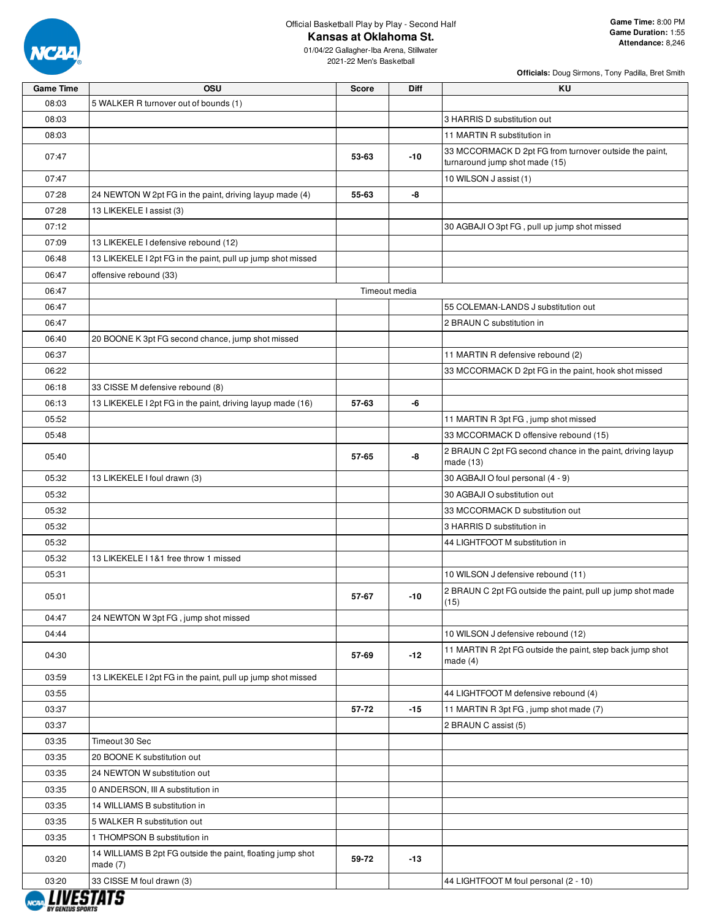Official Basketball Play by Play - Second Half

# Kansas at Oklahoma St.

01/04/22 Gallagher-Iba Arena, Stillwater

2021-22 Men's Basketball

**Game Time:** 8:00 PM
**Game Duration:** 1:55
**Attendance:** 8,246

**Officials:** Doug Sirmons, Tony Padilla, Bret Smith

| Game Time | OSU | Score | Diff | KU |
|---|---|---|---|---|
| 08:03 | 5 WALKER R turnover out of bounds (1) | | | |
| 08:03 | | | | 3 HARRIS D substitution out |
| 08:03 | | | | 11 MARTIN R substitution in |
| 07:47 | | 53-63 | -10 | 33 MCCORMACK D 2pt FG from turnover outside the paint, turnaround jump shot made (15) |
| 07:47 | | | | 10 WILSON J assist (1) |
| 07:28 | 24 NEWTON W 2pt FG in the paint, driving layup made (4) | 55-63 | -8 | |
| 07:28 | 13 LIKEKELE I assist (3) | | | |
| 07:12 | | | | 30 AGBAJI O 3pt FG , pull up jump shot missed |
| 07:09 | 13 LIKEKELE I defensive rebound (12) | | | |
| 06:48 | 13 LIKEKELE I 2pt FG in the paint, pull up jump shot missed | | | |
| 06:47 | offensive rebound (33) | | | |
| 06:47 | Timeout media | | | |
| 06:47 | | | | 55 COLEMAN-LANDS J substitution out |
| 06:47 | | | | 2 BRAUN C substitution in |
| 06:40 | 20 BOONE K 3pt FG second chance, jump shot missed | | | |
| 06:37 | | | | 11 MARTIN R defensive rebound (2) |
| 06:22 | | | | 33 MCCORMACK D 2pt FG in the paint, hook shot missed |
| 06:18 | 33 CISSE M defensive rebound (8) | | | |
| 06:13 | 13 LIKEKELE I 2pt FG in the paint, driving layup made (16) | 57-63 | -6 | |
| 05:52 | | | | 11 MARTIN R 3pt FG , jump shot missed |
| 05:48 | | | | 33 MCCORMACK D offensive rebound (15) |
| 05:40 | | 57-65 | -8 | 2 BRAUN C 2pt FG second chance in the paint, driving layup made (13) |
| 05:32 | 13 LIKEKELE I foul drawn (3) | | | 30 AGBAJI O foul personal (4 - 9) |
| 05:32 | | | | 30 AGBAJI O substitution out |
| 05:32 | | | | 33 MCCORMACK D substitution out |
| 05:32 | | | | 3 HARRIS D substitution in |
| 05:32 | | | | 44 LIGHTFOOT M substitution in |
| 05:32 | 13 LIKEKELE I 1&1 free throw 1 missed | | | |
| 05:31 | | | | 10 WILSON J defensive rebound (11) |
| 05:01 | | 57-67 | -10 | 2 BRAUN C 2pt FG outside the paint, pull up jump shot made (15) |
| 04:47 | 24 NEWTON W 3pt FG , jump shot missed | | | |
| 04:44 | | | | 10 WILSON J defensive rebound (12) |
| 04:30 | | 57-69 | -12 | 11 MARTIN R 2pt FG outside the paint, step back jump shot made (4) |
| 03:59 | 13 LIKEKELE I 2pt FG in the paint, pull up jump shot missed | | | |
| 03:55 | | | | 44 LIGHTFOOT M defensive rebound (4) |
| 03:37 | | 57-72 | -15 | 11 MARTIN R 3pt FG , jump shot made (7) |
| 03:37 | | | | 2 BRAUN C assist (5) |
| 03:35 | Timeout 30 Sec | | | |
| 03:35 | 20 BOONE K substitution out | | | |
| 03:35 | 24 NEWTON W substitution out | | | |
| 03:35 | 0 ANDERSON, III A substitution in | | | |
| 03:35 | 14 WILLIAMS B substitution in | | | |
| 03:35 | 5 WALKER R substitution out | | | |
| 03:35 | 1 THOMPSON B substitution in | | | |
| 03:20 | 14 WILLIAMS B 2pt FG outside the paint, floating jump shot made (7) | 59-72 | -13 | |
| 03:20 | 33 CISSE M foul drawn (3) | | | 44 LIGHTFOOT M foul personal (2 - 10) |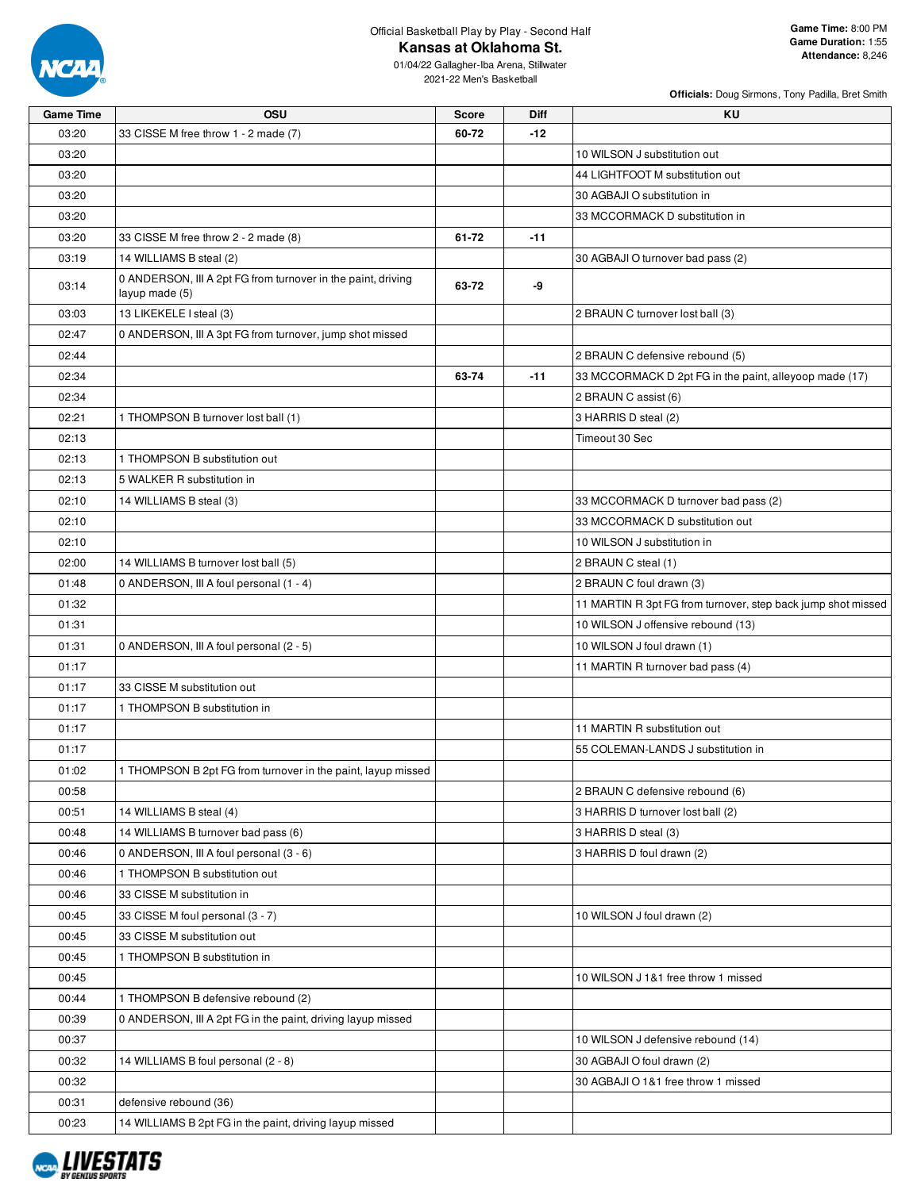Official Basketball Play by Play - Second Half

# Kansas at Oklahoma St.

01/04/22 Gallagher-Iba Arena, Stillwater
2021-22 Men's Basketball

**Game Time:** 8:00 PM
**Game Duration:** 1:55
**Attendance:** 8,246

**Officials:** Doug Sirmons, Tony Padilla, Bret Smith

| Game Time | OSU | Score | Diff | KU |
|---|---|---|---|---|
| 03:20 | 33 CISSE M free throw 1 - 2 made (7) | 60-72 | -12 | |
| 03:20 | | | | 10 WILSON J substitution out |
| 03:20 | | | | 44 LIGHTFOOT M substitution out |
| 03:20 | | | | 30 AGBAJI O substitution in |
| 03:20 | | | | 33 MCCORMACK D substitution in |
| 03:20 | 33 CISSE M free throw 2 - 2 made (8) | 61-72 | -11 | |
| 03:19 | 14 WILLIAMS B steal (2) | | | 30 AGBAJI O turnover bad pass (2) |
| 03:14 | 0 ANDERSON, III A 2pt FG from turnover in the paint, driving layup made (5) | 63-72 | -9 | |
| 03:03 | 13 LIKEKELE I steal (3) | | | 2 BRAUN C turnover lost ball (3) |
| 02:47 | 0 ANDERSON, III A 3pt FG from turnover, jump shot missed | | | |
| 02:44 | | | | 2 BRAUN C defensive rebound (5) |
| 02:34 | | 63-74 | -11 | 33 MCCORMACK D 2pt FG in the paint, alleyoop made (17) |
| 02:34 | | | | 2 BRAUN C assist (6) |
| 02:21 | 1 THOMPSON B turnover lost ball (1) | | | 3 HARRIS D steal (2) |
| 02:13 | | | | Timeout 30 Sec |
| 02:13 | 1 THOMPSON B substitution out | | | |
| 02:13 | 5 WALKER R substitution in | | | |
| 02:10 | 14 WILLIAMS B steal (3) | | | 33 MCCORMACK D turnover bad pass (2) |
| 02:10 | | | | 33 MCCORMACK D substitution out |
| 02:10 | | | | 10 WILSON J substitution in |
| 02:00 | 14 WILLIAMS B turnover lost ball (5) | | | 2 BRAUN C steal (1) |
| 01:48 | 0 ANDERSON, III A foul personal (1 - 4) | | | 2 BRAUN C foul drawn (3) |
| 01:32 | | | | 11 MARTIN R 3pt FG from turnover, step back jump shot missed |
| 01:31 | | | | 10 WILSON J offensive rebound (13) |
| 01:31 | 0 ANDERSON, III A foul personal (2 - 5) | | | 10 WILSON J foul drawn (1) |
| 01:17 | | | | 11 MARTIN R turnover bad pass (4) |
| 01:17 | 33 CISSE M substitution out | | | |
| 01:17 | 1 THOMPSON B substitution in | | | |
| 01:17 | | | | 11 MARTIN R substitution out |
| 01:17 | | | | 55 COLEMAN-LANDS J substitution in |
| 01:02 | 1 THOMPSON B 2pt FG from turnover in the paint, layup missed | | | |
| 00:58 | | | | 2 BRAUN C defensive rebound (6) |
| 00:51 | 14 WILLIAMS B steal (4) | | | 3 HARRIS D turnover lost ball (2) |
| 00:48 | 14 WILLIAMS B turnover bad pass (6) | | | 3 HARRIS D steal (3) |
| 00:46 | 0 ANDERSON, III A foul personal (3 - 6) | | | 3 HARRIS D foul drawn (2) |
| 00:46 | 1 THOMPSON B substitution out | | | |
| 00:46 | 33 CISSE M substitution in | | | |
| 00:45 | 33 CISSE M foul personal (3 - 7) | | | 10 WILSON J foul drawn (2) |
| 00:45 | 33 CISSE M substitution out | | | |
| 00:45 | 1 THOMPSON B substitution in | | | |
| 00:45 | | | | 10 WILSON J 1&1 free throw 1 missed |
| 00:44 | 1 THOMPSON B defensive rebound (2) | | | |
| 00:39 | 0 ANDERSON, III A 2pt FG in the paint, driving layup missed | | | |
| 00:37 | | | | 10 WILSON J defensive rebound (14) |
| 00:32 | 14 WILLIAMS B foul personal (2 - 8) | | | 30 AGBAJI O foul drawn (2) |
| 00:32 | | | | 30 AGBAJI O 1&1 free throw 1 missed |
| 00:31 | defensive rebound (36) | | | |
| 00:23 | 14 WILLIAMS B 2pt FG in the paint, driving layup missed | | | |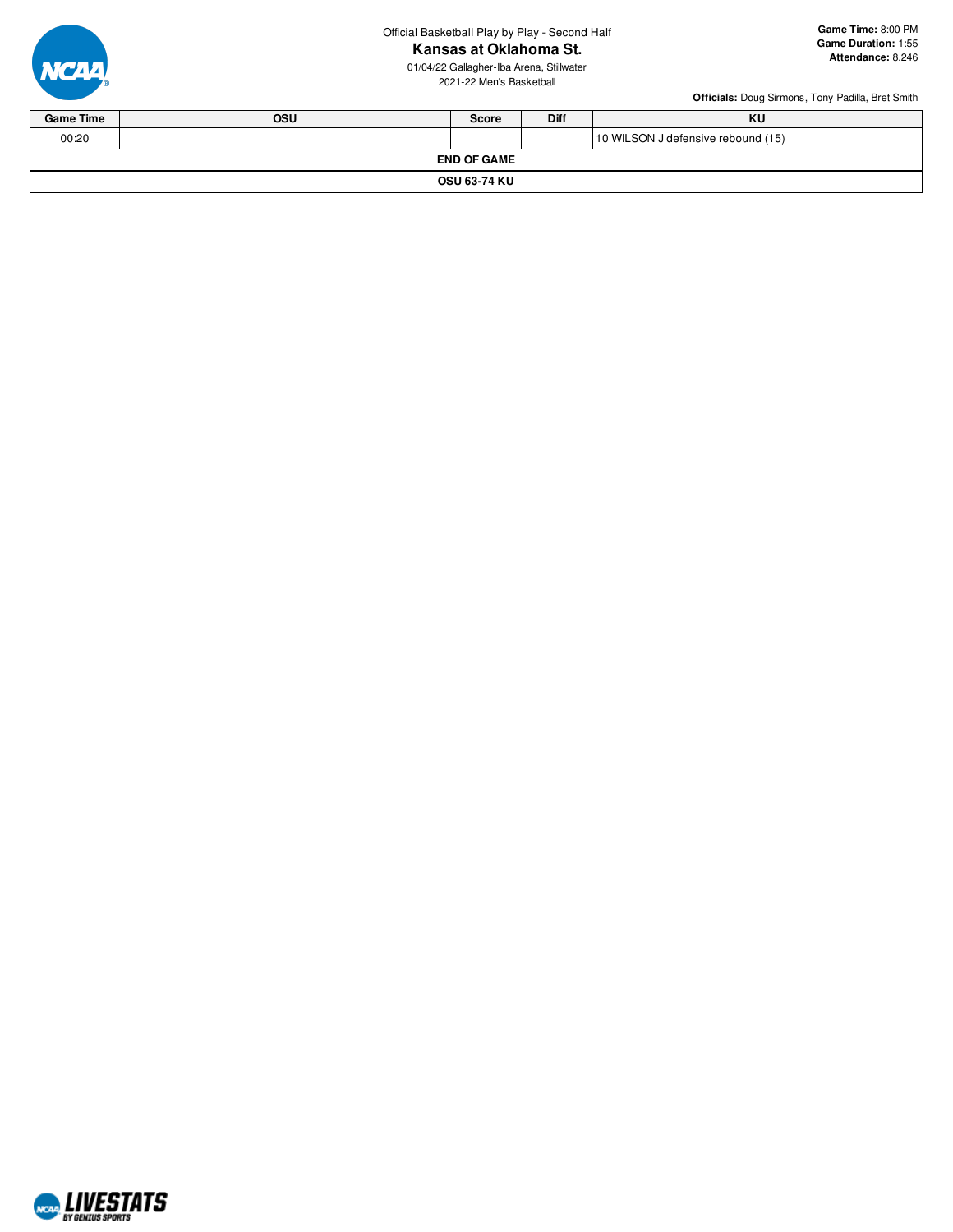Official Basketball Play by Play - Second Half

**Kansas at Oklahoma St.**

01/04/22 Gallagher-Iba Arena, Stillwater

2021-22 Men's Basketball

**Game Time:** 8:00 PM
**Game Duration:** 1:55
**Attendance:** 8,246

**Officials:** Doug Sirmons, Tony Padilla, Bret Smith

| Game Time | OSU | Score | Diff | KU |
|---|---|---|---|---|
| 00:20 | | | | 10 WILSON J defensive rebound (15) |
| **END OF GAME** | | | | |
| **OSU 63-74 KU** | | | | |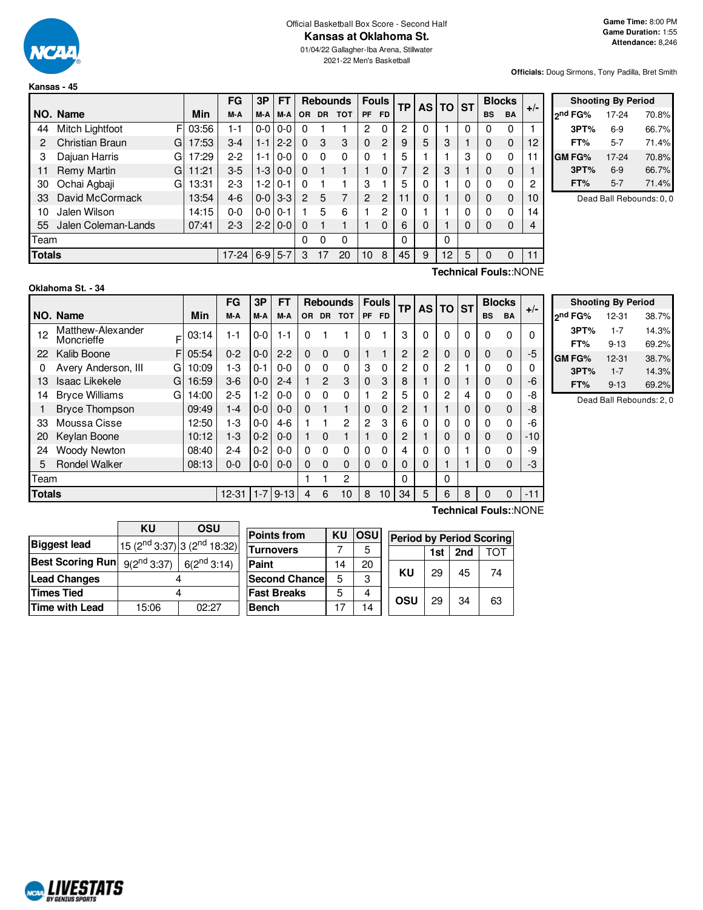Official Basketball Box Score - Second Half

# Kansas at Oklahoma St.

01/04/22 Gallagher-Iba Arena, Stillwater

2021-22 Men's Basketball

**Game Time:** 8:00 PM
**Game Duration:** 1:55
**Attendance:** 8,246

**Officials:** Doug Sirmons, Tony Padilla, Bret Smith

## Kansas - 45

| NO. | Name | | Min | FG M-A | 3P M-A | FT M-A | OR | DR | TOT | PF | FD | TP | AS | TO | ST | BS | BA | +/- |
|---|---|---|---|---|---|---|---|---|---|---|---|---|---|---|---|---|---|---|
| 44 | Mitch Lightfoot | F | 03:56 | 1-1 | 0-0 | 0-0 | 0 | 1 | 1 | 2 | 0 | 2 | 0 | 1 | 0 | 0 | 0 | 1 |
| 2 | Christian Braun | G | 17:53 | 3-4 | 1-1 | 2-2 | 0 | 3 | 3 | 0 | 2 | 9 | 5 | 3 | 1 | 0 | 0 | 12 |
| 3 | Dajuan Harris | G | 17:29 | 2-2 | 1-1 | 0-0 | 0 | 0 | 0 | 0 | 1 | 5 | 1 | 1 | 3 | 0 | 0 | 11 |
| 11 | Remy Martin | G | 11:21 | 3-5 | 1-3 | 0-0 | 0 | 1 | 1 | 1 | 0 | 7 | 2 | 3 | 1 | 0 | 0 | 1 |
| 30 | Ochai Agbaji | G | 13:31 | 2-3 | 1-2 | 0-1 | 0 | 1 | 1 | 3 | 1 | 5 | 0 | 1 | 0 | 0 | 0 | 2 |
| 33 | David McCormack | | 13:54 | 4-6 | 0-0 | 3-3 | 2 | 5 | 7 | 2 | 2 | 11 | 0 | 1 | 0 | 0 | 0 | 10 |
| 10 | Jalen Wilson | | 14:15 | 0-0 | 0-0 | 0-1 | 1 | 5 | 6 | 1 | 2 | 0 | 1 | 1 | 0 | 0 | 0 | 14 |
| 55 | Jalen Coleman-Lands | | 07:41 | 2-3 | 2-2 | 0-0 | 0 | 1 | 1 | 1 | 0 | 6 | 0 | 1 | 0 | 0 | 0 | 4 |
| | Team | | | | | | 0 | 0 | 0 | | | 0 | | 0 | | | | |
| | **Totals** | | | 17-24 | 6-9 | 5-7 | 3 | 17 | 20 | 10 | 8 | 45 | 9 | 12 | 5 | 0 | 0 | 11 |

Technical Fouls::NONE

| Shooting By Period | | |
|---|---|---|
| 2nd FG% | 17-24 | 70.8% |
| 3PT% | 6-9 | 66.7% |
| FT% | 5-7 | 71.4% |
| GM FG% | 17-24 | 70.8% |
| 3PT% | 6-9 | 66.7% |
| FT% | 5-7 | 71.4% |

Dead Ball Rebounds: 0, 0

## Oklahoma St. - 34

| NO. | Name | | Min | FG M-A | 3P M-A | FT M-A | OR | DR | TOT | PF | FD | TP | AS | TO | ST | BS | BA | +/- |
|---|---|---|---|---|---|---|---|---|---|---|---|---|---|---|---|---|---|---|
| 12 | Matthew-Alexander Moncrieffe | F | 03:14 | 1-1 | 0-0 | 1-1 | 0 | 1 | 1 | 0 | 1 | 3 | 0 | 0 | 0 | 0 | 0 | 0 |
| 22 | Kalib Boone | F | 05:54 | 0-2 | 0-0 | 2-2 | 0 | 0 | 0 | 1 | 1 | 2 | 2 | 0 | 0 | 0 | 0 | -5 |
| 0 | Avery Anderson, III | G | 10:09 | 1-3 | 0-1 | 0-0 | 0 | 0 | 0 | 3 | 0 | 2 | 0 | 2 | 1 | 0 | 0 | 0 |
| 13 | Isaac Likekele | G | 16:59 | 3-6 | 0-0 | 2-4 | 1 | 2 | 3 | 0 | 3 | 8 | 1 | 0 | 1 | 0 | 0 | -6 |
| 14 | Bryce Williams | G | 14:00 | 2-5 | 1-2 | 0-0 | 0 | 0 | 0 | 1 | 2 | 5 | 0 | 2 | 4 | 0 | 0 | -8 |
| 1 | Bryce Thompson | | 09:49 | 1-4 | 0-0 | 0-0 | 0 | 1 | 1 | 0 | 0 | 2 | 1 | 1 | 0 | 0 | 0 | -8 |
| 33 | Moussa Cisse | | 12:50 | 1-3 | 0-0 | 4-6 | 1 | 1 | 2 | 2 | 3 | 6 | 0 | 0 | 0 | 0 | 0 | -6 |
| 20 | Keylan Boone | | 10:12 | 1-3 | 0-2 | 0-0 | 1 | 0 | 1 | 1 | 0 | 2 | 1 | 0 | 0 | 0 | 0 | -10 |
| 24 | Woody Newton | | 08:40 | 2-4 | 0-2 | 0-0 | 0 | 0 | 0 | 0 | 0 | 4 | 0 | 0 | 1 | 0 | 0 | -9 |
| 5 | Rondel Walker | | 08:13 | 0-0 | 0-0 | 0-0 | 0 | 0 | 0 | 0 | 0 | 0 | 0 | 1 | 1 | 0 | 0 | -3 |
| | Team | | | | | | 1 | 1 | 2 | | | 0 | | 0 | | | | |
| | **Totals** | | | 12-31 | 1-7 | 9-13 | 4 | 6 | 10 | 8 | 10 | 34 | 5 | 6 | 8 | 0 | 0 | -11 |

Technical Fouls::NONE

| Shooting By Period | | |
|---|---|---|
| 2nd FG% | 12-31 | 38.7% |
| 3PT% | 1-7 | 14.3% |
| FT% | 9-13 | 69.2% |
| GM FG% | 12-31 | 38.7% |
| 3PT% | 1-7 | 14.3% |
| FT% | 9-13 | 69.2% |

Dead Ball Rebounds: 2, 0

| | KU | OSU |
|---|---|---|
| **Biggest lead** | 15 (2nd 3:37) | 3 (2nd 18:32) |
| **Best Scoring Run** | 9(2nd 3:37) | 6(2nd 3:14) |
| **Lead Changes** | 4 | |
| **Times Tied** | 4 | |
| **Time with Lead** | 15:06 | 02:27 |

| Points from | KU | OSU |
|---|---|---|
| **Turnovers** | 7 | 5 |
| **Paint** | 14 | 20 |
| **Second Chance** | 5 | 3 |
| **Fast Breaks** | 5 | 4 |
| **Bench** | 17 | 14 |

| Period by Period Scoring | 1st | 2nd | TOT |
|---|---|---|---|
| KU | 29 | 45 | 74 |
| OSU | 29 | 34 | 63 |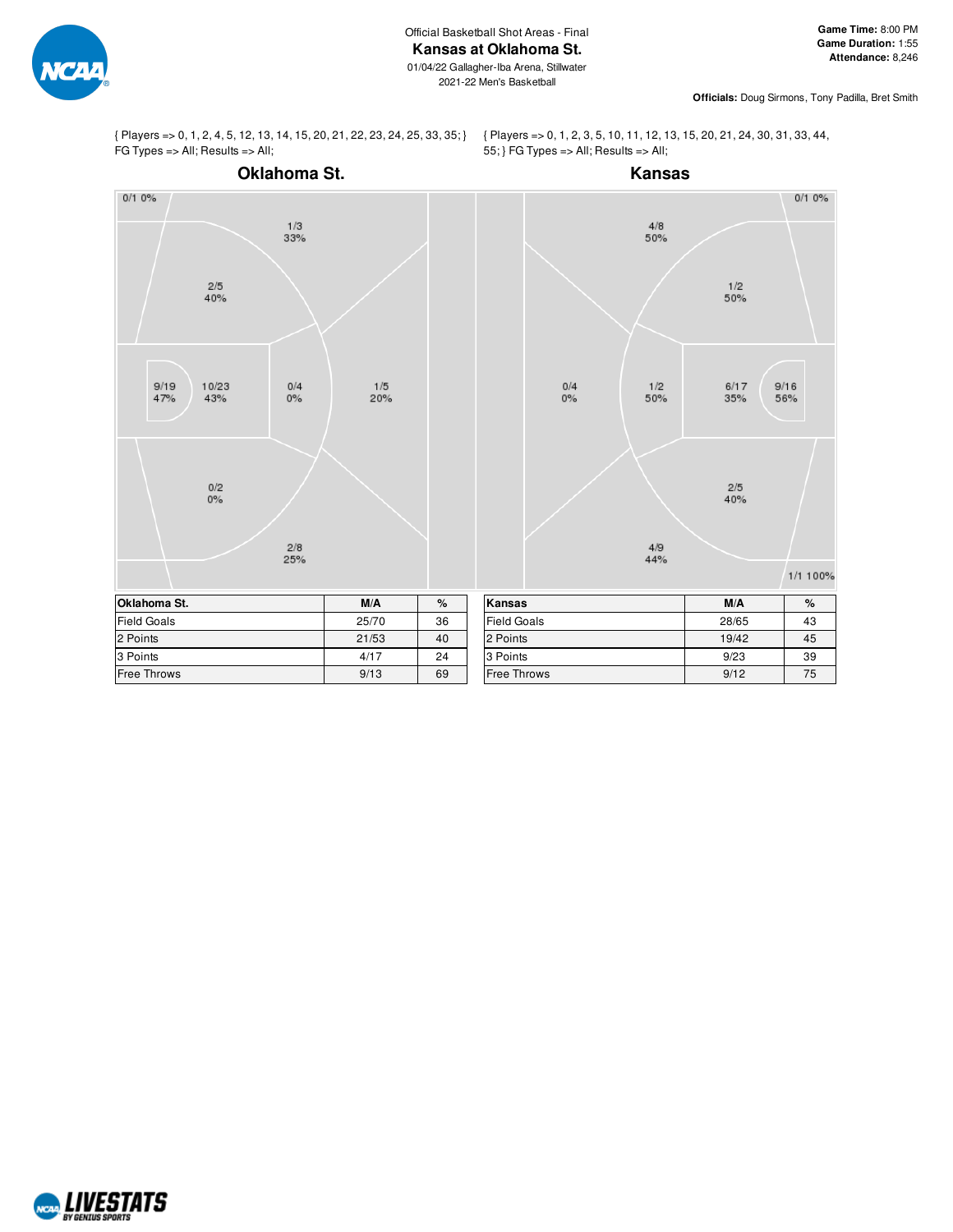Official Basketball Shot Areas - Final

# Kansas at Oklahoma St.

01/04/22 Gallagher-Iba Arena, Stillwater

2021-22 Men's Basketball

**Game Time:** 8:00 PM
**Game Duration:** 1:55
**Attendance:** 8,246

**Officials:** Doug Sirmons, Tony Padilla, Bret Smith

{ Players => 0, 1, 2, 4, 5, 12, 13, 14, 15, 20, 21, 22, 23, 24, 25, 33, 35; } FG Types => All; Results => All;

{ Players => 0, 1, 2, 3, 5, 10, 11, 12, 13, 15, 20, 21, 24, 30, 31, 33, 44, 55; } FG Types => All; Results => All;

## Oklahoma St.

0/1 0%
1/3 33%
2/5 40%
9/19 47%
10/23 43%
0/4 0%
1/5 20%
0/2 0%
2/8 25%

## Kansas

0/1 0%
4/8 50%
1/2 50%
0/4 0%
1/2 50%
6/17 35%
9/16 56%
2/5 40%
4/9 44%
1/1 100%

| Oklahoma St. | M/A | % |
|---|---|---|
| Field Goals | 25/70 | 36 |
| 2 Points | 21/53 | 40 |
| 3 Points | 4/17 | 24 |
| Free Throws | 9/13 | 69 |

| Kansas | M/A | % |
|---|---|---|
| Field Goals | 28/65 | 43 |
| 2 Points | 19/42 | 45 |
| 3 Points | 9/23 | 39 |
| Free Throws | 9/12 | 75 |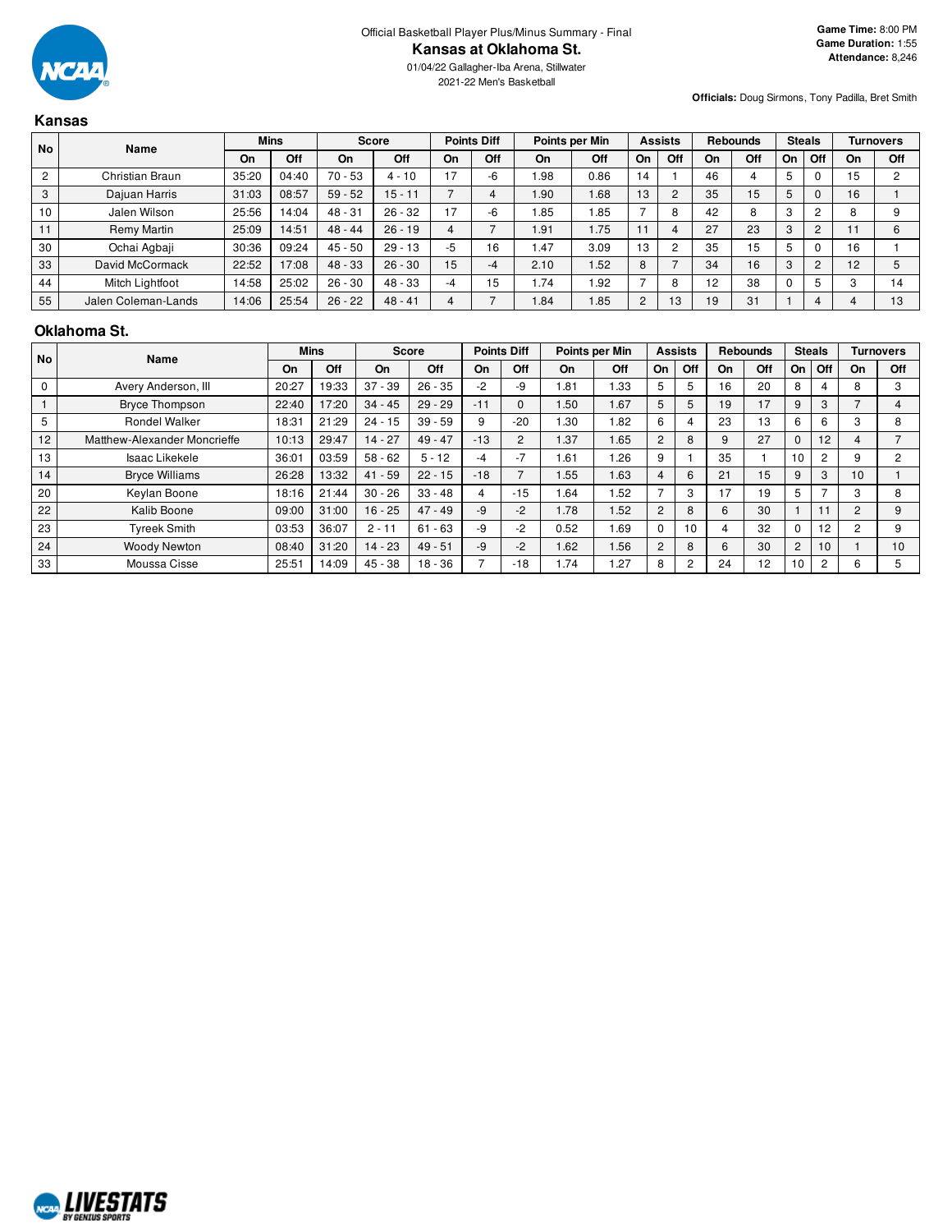Official Basketball Player Plus/Minus Summary - Final

# Kansas at Oklahoma St.

01/04/22 Gallagher-Iba Arena, Stillwater

2021-22 Men's Basketball

**Game Time:** 8:00 PM
**Game Duration:** 1:55
**Attendance:** 8,246

**Officials:** Doug Sirmons, Tony Padilla, Bret Smith

## Kansas

| No | Name | Mins | | Score | | Points Diff | | Points per Min | | Assists | | Rebounds | | Steals | | Turnovers | |
|---|---|---|---|---|---|---|---|---|---|---|---|---|---|---|---|---|---|
| | | On | Off | On | Off | On | Off | On | Off | On | Off | On | Off | On | Off | On | Off |
| 2 | Christian Braun | 35:20 | 04:40 | 70 - 53 | 4 - 10 | 17 | -6 | 1.98 | 0.86 | 14 | 1 | 46 | 4 | 5 | 0 | 15 | 2 |
| 3 | Dajuan Harris | 31:03 | 08:57 | 59 - 52 | 15 - 11 | 7 | 4 | 1.90 | 1.68 | 13 | 2 | 35 | 15 | 5 | 0 | 16 | 1 |
| 10 | Jalen Wilson | 25:56 | 14:04 | 48 - 31 | 26 - 32 | 17 | -6 | 1.85 | 1.85 | 7 | 8 | 42 | 8 | 3 | 2 | 8 | 9 |
| 11 | Remy Martin | 25:09 | 14:51 | 48 - 44 | 26 - 19 | 4 | 7 | 1.91 | 1.75 | 11 | 4 | 27 | 23 | 3 | 2 | 11 | 6 |
| 30 | Ochai Agbaji | 30:36 | 09:24 | 45 - 50 | 29 - 13 | -5 | 16 | 1.47 | 3.09 | 13 | 2 | 35 | 15 | 5 | 0 | 16 | 1 |
| 33 | David McCormack | 22:52 | 17:08 | 48 - 33 | 26 - 30 | 15 | -4 | 2.10 | 1.52 | 8 | 7 | 34 | 16 | 3 | 2 | 12 | 5 |
| 44 | Mitch Lightfoot | 14:58 | 25:02 | 26 - 30 | 48 - 33 | -4 | 15 | 1.74 | 1.92 | 7 | 8 | 12 | 38 | 0 | 5 | 3 | 14 |
| 55 | Jalen Coleman-Lands | 14:06 | 25:54 | 26 - 22 | 48 - 41 | 4 | 7 | 1.84 | 1.85 | 2 | 13 | 19 | 31 | 1 | 4 | 4 | 13 |

## Oklahoma St.

| No | Name | Mins | | Score | | Points Diff | | Points per Min | | Assists | | Rebounds | | Steals | | Turnovers | |
|---|---|---|---|---|---|---|---|---|---|---|---|---|---|---|---|---|---|
| | | On | Off | On | Off | On | Off | On | Off | On | Off | On | Off | On | Off | On | Off |
| 0 | Avery Anderson, III | 20:27 | 19:33 | 37 - 39 | 26 - 35 | -2 | -9 | 1.81 | 1.33 | 5 | 5 | 16 | 20 | 8 | 4 | 8 | 3 |
| 1 | Bryce Thompson | 22:40 | 17:20 | 34 - 45 | 29 - 29 | -11 | 0 | 1.50 | 1.67 | 5 | 5 | 19 | 17 | 9 | 3 | 7 | 4 |
| 5 | Rondel Walker | 18:31 | 21:29 | 24 - 15 | 39 - 59 | 9 | -20 | 1.30 | 1.82 | 6 | 4 | 23 | 13 | 6 | 6 | 3 | 8 |
| 12 | Matthew-Alexander Moncrieffe | 10:13 | 29:47 | 14 - 27 | 49 - 47 | -13 | 2 | 1.37 | 1.65 | 2 | 8 | 9 | 27 | 0 | 12 | 4 | 7 |
| 13 | Isaac Likekele | 36:01 | 03:59 | 58 - 62 | 5 - 12 | -4 | -7 | 1.61 | 1.26 | 9 | 1 | 35 | 1 | 10 | 2 | 9 | 2 |
| 14 | Bryce Williams | 26:28 | 13:32 | 41 - 59 | 22 - 15 | -18 | 7 | 1.55 | 1.63 | 4 | 6 | 21 | 15 | 9 | 3 | 10 | 1 |
| 20 | Keylan Boone | 18:16 | 21:44 | 30 - 26 | 33 - 48 | 4 | -15 | 1.64 | 1.52 | 7 | 3 | 17 | 19 | 5 | 7 | 3 | 8 |
| 22 | Kalib Boone | 09:00 | 31:00 | 16 - 25 | 47 - 49 | -9 | -2 | 1.78 | 1.52 | 2 | 8 | 6 | 30 | 1 | 11 | 2 | 9 |
| 23 | Tyreek Smith | 03:53 | 36:07 | 2 - 11 | 61 - 63 | -9 | -2 | 0.52 | 1.69 | 0 | 10 | 4 | 32 | 0 | 12 | 2 | 9 |
| 24 | Woody Newton | 08:40 | 31:20 | 14 - 23 | 49 - 51 | -9 | -2 | 1.62 | 1.56 | 2 | 8 | 6 | 30 | 2 | 10 | 1 | 10 |
| 33 | Moussa Cisse | 25:51 | 14:09 | 45 - 38 | 18 - 36 | 7 | -18 | 1.74 | 1.27 | 8 | 2 | 24 | 12 | 10 | 2 | 6 | 5 |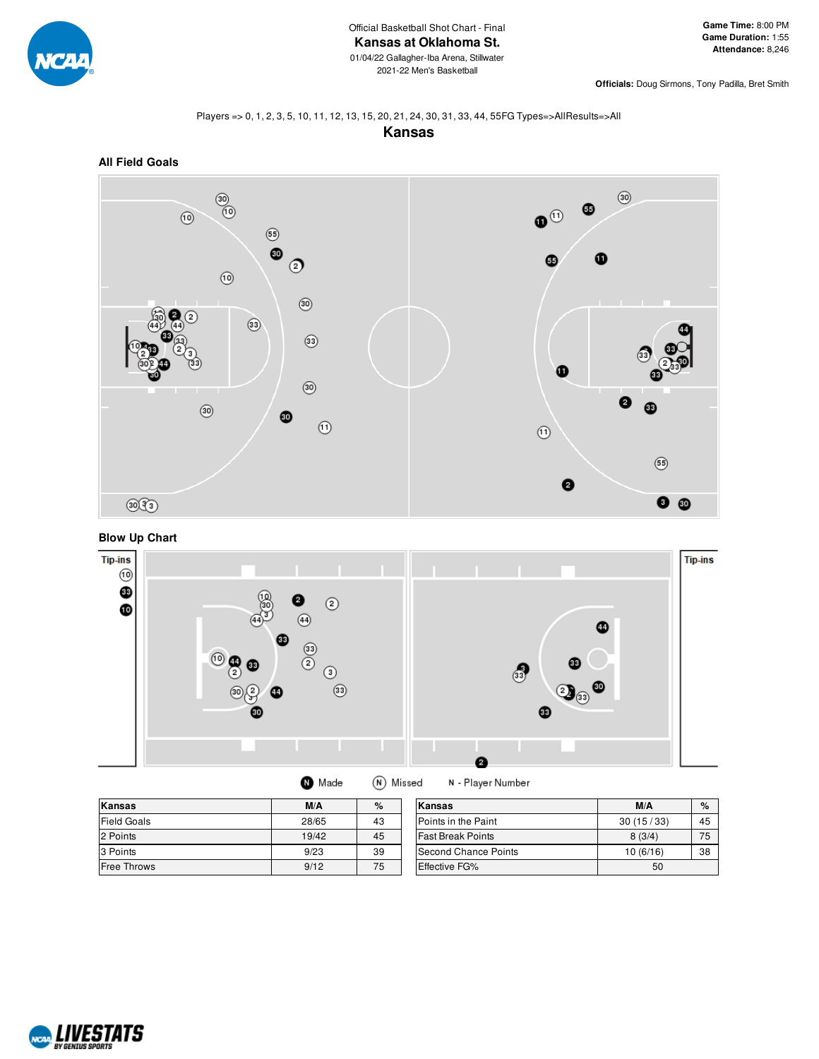Official Basketball Shot Chart - Final

# Kansas at Oklahoma St.

01/04/22 Gallagher-Iba Arena, Stillwater

2021-22 Men's Basketball

**Game Time:** 8:00 PM
**Game Duration:** 1:55
**Attendance:** 8,246

**Officials:** Doug Sirmons, Tony Padilla, Bret Smith

Players => 0, 1, 2, 3, 5, 10, 11, 12, 13, 15, 20, 21, 24, 30, 31, 33, 44, 55FG Types=>AllResults=>All

## Kansas

### All Field Goals

### Blow Up Chart

Tip-ins

Tip-ins

N Made  N Missed  N - Player Number

| Kansas | M/A | % |
|---|---|---|
| Field Goals | 28/65 | 43 |
| 2 Points | 19/42 | 45 |
| 3 Points | 9/23 | 39 |
| Free Throws | 9/12 | 75 |

| Kansas | M/A | % |
|---|---|---|
| Points in the Paint | 30 (15 / 33) | 45 |
| Fast Break Points | 8 (3/4) | 75 |
| Second Chance Points | 10 (6/16) | 38 |
| Effective FG% | 50 | |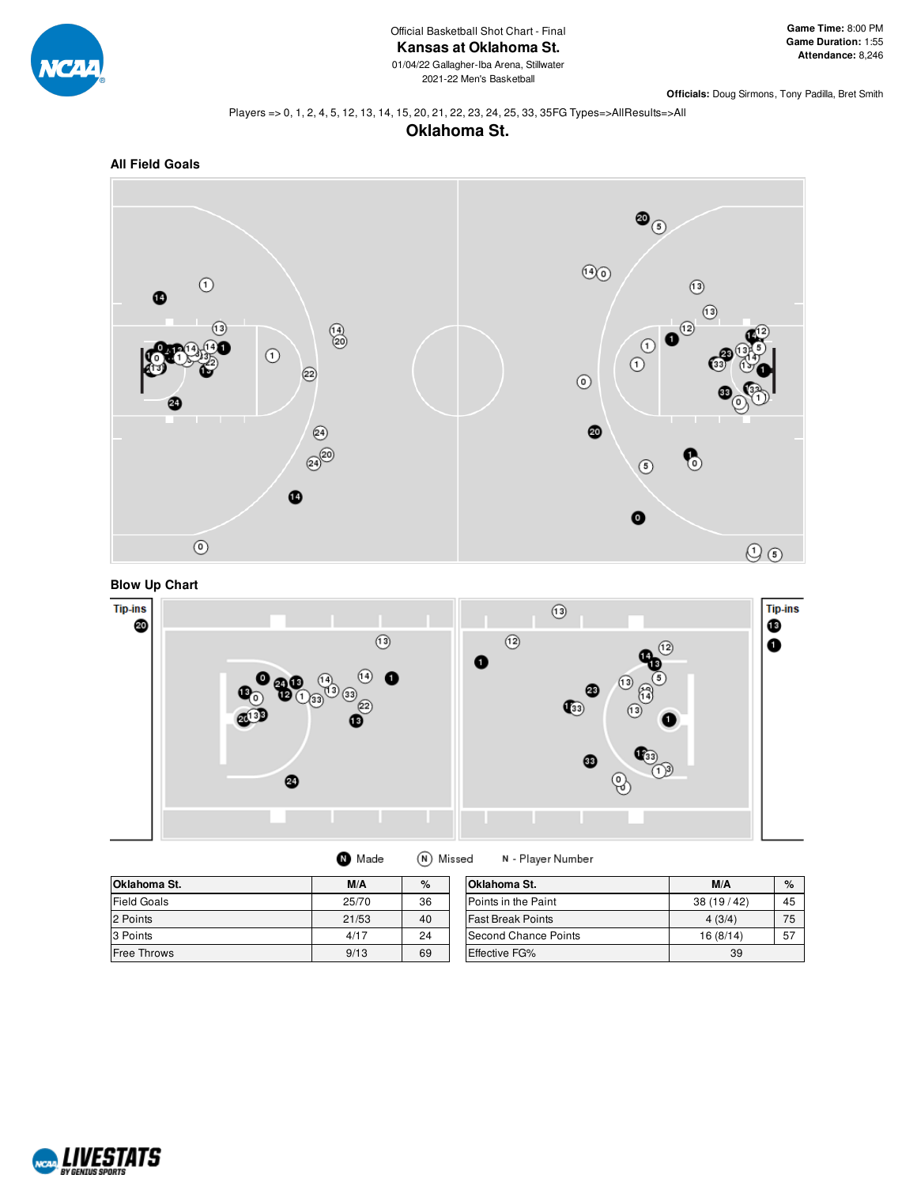Official Basketball Shot Chart - Final

# Kansas at Oklahoma St.

01/04/22 Gallagher-Iba Arena, Stillwater

2021-22 Men's Basketball

**Game Time:** 8:00 PM
**Game Duration:** 1:55
**Attendance:** 8,246

**Officials:** Doug Sirmons, Tony Padilla, Bret Smith

Players => 0, 1, 2, 4, 5, 12, 13, 14, 15, 20, 21, 22, 23, 24, 25, 33, 35FG Types=>AllResults=>All

## Oklahoma St.

### All Field Goals

### Blow Up Chart

Tip-ins

Tip-ins

Made | Missed | N - Player Number

| Oklahoma St. | M/A | % |
|---|---|---|
| Field Goals | 25/70 | 36 |
| 2 Points | 21/53 | 40 |
| 3 Points | 4/17 | 24 |
| Free Throws | 9/13 | 69 |

| Oklahoma St. | M/A | % |
|---|---|---|
| Points in the Paint | 38 (19 / 42) | 45 |
| Fast Break Points | 4 (3/4) | 75 |
| Second Chance Points | 16 (8/14) | 57 |
| Effective FG% | 39 | |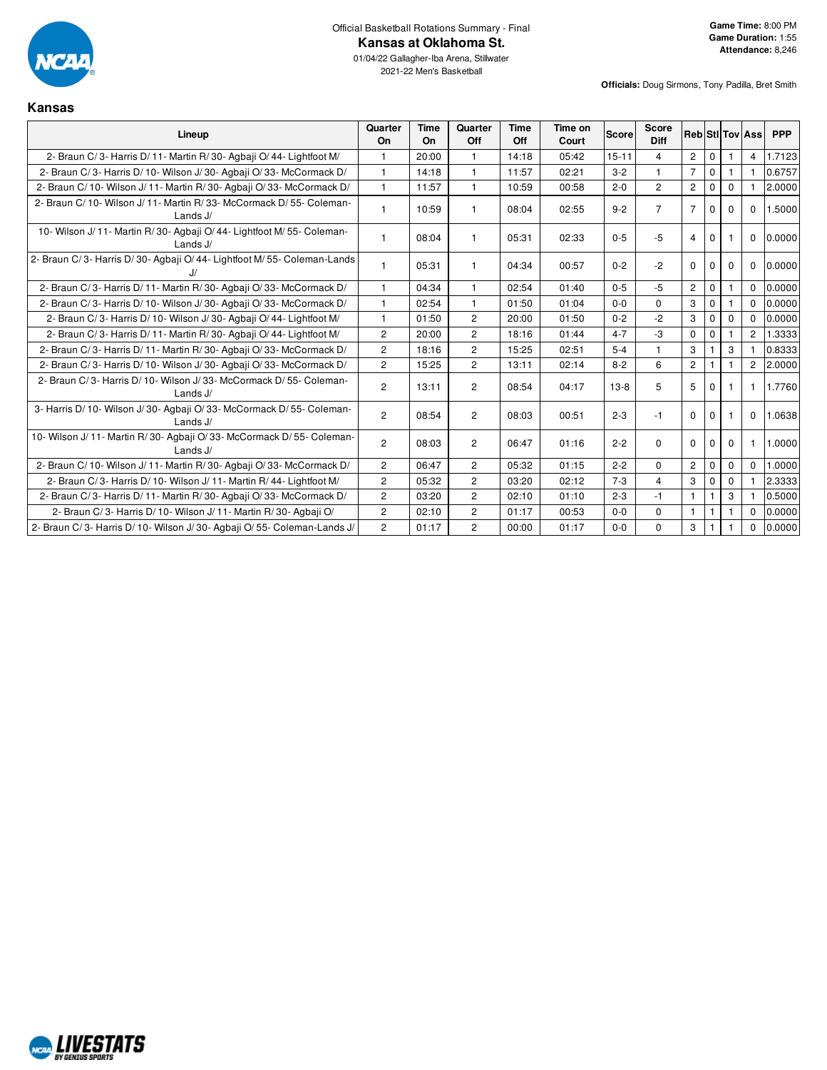Official Basketball Rotations Summary - Final

# Kansas at Oklahoma St.

01/04/22 Gallagher-Iba Arena, Stillwater

2021-22 Men's Basketball

**Game Time:** 8:00 PM
**Game Duration:** 1:55
**Attendance:** 8,246

**Officials:** Doug Sirmons, Tony Padilla, Bret Smith

## Kansas

| Lineup | Quarter On | Time On | Quarter Off | Time Off | Time on Court | Score | Score Diff | Reb | Stl | Tov | Ass | PPP |
|---|---|---|---|---|---|---|---|---|---|---|---|---|
| 2- Braun C/ 3- Harris D/ 11- Martin R/ 30- Agbaji O/ 44- Lightfoot M/ | 1 | 20:00 | 1 | 14:18 | 05:42 | 15-11 | 4 | 2 | 0 | 1 | 4 | 1.7123 |
| 2- Braun C/ 3- Harris D/ 10- Wilson J/ 30- Agbaji O/ 33- McCormack D/ | 1 | 14:18 | 1 | 11:57 | 02:21 | 3-2 | 1 | 7 | 0 | 1 | 1 | 0.6757 |
| 2- Braun C/ 10- Wilson J/ 11- Martin R/ 30- Agbaji O/ 33- McCormack D/ | 1 | 11:57 | 1 | 10:59 | 00:58 | 2-0 | 2 | 2 | 0 | 0 | 1 | 2.0000 |
| 2- Braun C/ 10- Wilson J/ 11- Martin R/ 33- McCormack D/ 55- Coleman-Lands J/ | 1 | 10:59 | 1 | 08:04 | 02:55 | 9-2 | 7 | 7 | 0 | 0 | 0 | 1.5000 |
| 10- Wilson J/ 11- Martin R/ 30- Agbaji O/ 44- Lightfoot M/ 55- Coleman-Lands J/ | 1 | 08:04 | 1 | 05:31 | 02:33 | 0-5 | -5 | 4 | 0 | 1 | 0 | 0.0000 |
| 2- Braun C/ 3- Harris D/ 30- Agbaji O/ 44- Lightfoot M/ 55- Coleman-Lands J/ | 1 | 05:31 | 1 | 04:34 | 00:57 | 0-2 | -2 | 0 | 0 | 0 | 0 | 0.0000 |
| 2- Braun C/ 3- Harris D/ 11- Martin R/ 30- Agbaji O/ 33- McCormack D/ | 1 | 04:34 | 1 | 02:54 | 01:40 | 0-5 | -5 | 2 | 0 | 1 | 0 | 0.0000 |
| 2- Braun C/ 3- Harris D/ 10- Wilson J/ 30- Agbaji O/ 33- McCormack D/ | 1 | 02:54 | 1 | 01:50 | 01:04 | 0-0 | 0 | 3 | 0 | 1 | 0 | 0.0000 |
| 2- Braun C/ 3- Harris D/ 10- Wilson J/ 30- Agbaji O/ 44- Lightfoot M/ | 1 | 01:50 | 2 | 20:00 | 01:50 | 0-2 | -2 | 3 | 0 | 0 | 0 | 0.0000 |
| 2- Braun C/ 3- Harris D/ 11- Martin R/ 30- Agbaji O/ 44- Lightfoot M/ | 2 | 20:00 | 2 | 18:16 | 01:44 | 4-7 | -3 | 0 | 0 | 1 | 2 | 1.3333 |
| 2- Braun C/ 3- Harris D/ 11- Martin R/ 30- Agbaji O/ 33- McCormack D/ | 2 | 18:16 | 2 | 15:25 | 02:51 | 5-4 | 1 | 3 | 1 | 3 | 1 | 0.8333 |
| 2- Braun C/ 3- Harris D/ 10- Wilson J/ 30- Agbaji O/ 33- McCormack D/ | 2 | 15:25 | 2 | 13:11 | 02:14 | 8-2 | 6 | 2 | 1 | 1 | 2 | 2.0000 |
| 2- Braun C/ 3- Harris D/ 10- Wilson J/ 33- McCormack D/ 55- Coleman-Lands J/ | 2 | 13:11 | 2 | 08:54 | 04:17 | 13-8 | 5 | 5 | 0 | 1 | 1 | 1.7760 |
| 3- Harris D/ 10- Wilson J/ 30- Agbaji O/ 33- McCormack D/ 55- Coleman-Lands J/ | 2 | 08:54 | 2 | 08:03 | 00:51 | 2-3 | -1 | 0 | 0 | 1 | 0 | 1.0638 |
| 10- Wilson J/ 11- Martin R/ 30- Agbaji O/ 33- McCormack D/ 55- Coleman-Lands J/ | 2 | 08:03 | 2 | 06:47 | 01:16 | 2-2 | 0 | 0 | 0 | 0 | 1 | 1.0000 |
| 2- Braun C/ 10- Wilson J/ 11- Martin R/ 30- Agbaji O/ 33- McCormack D/ | 2 | 06:47 | 2 | 05:32 | 01:15 | 2-2 | 0 | 2 | 0 | 0 | 0 | 1.0000 |
| 2- Braun C/ 3- Harris D/ 10- Wilson J/ 11- Martin R/ 44- Lightfoot M/ | 2 | 05:32 | 2 | 03:20 | 02:12 | 7-3 | 4 | 3 | 0 | 0 | 1 | 2.3333 |
| 2- Braun C/ 3- Harris D/ 11- Martin R/ 30- Agbaji O/ 33- McCormack D/ | 2 | 03:20 | 2 | 02:10 | 01:10 | 2-3 | -1 | 1 | 1 | 3 | 1 | 0.5000 |
| 2- Braun C/ 3- Harris D/ 10- Wilson J/ 11- Martin R/ 30- Agbaji O/ | 2 | 02:10 | 2 | 01:17 | 00:53 | 0-0 | 0 | 1 | 1 | 1 | 0 | 0.0000 |
| 2- Braun C/ 3- Harris D/ 10- Wilson J/ 30- Agbaji O/ 55- Coleman-Lands J/ | 2 | 01:17 | 2 | 00:00 | 01:17 | 0-0 | 0 | 3 | 1 | 1 | 0 | 0.0000 |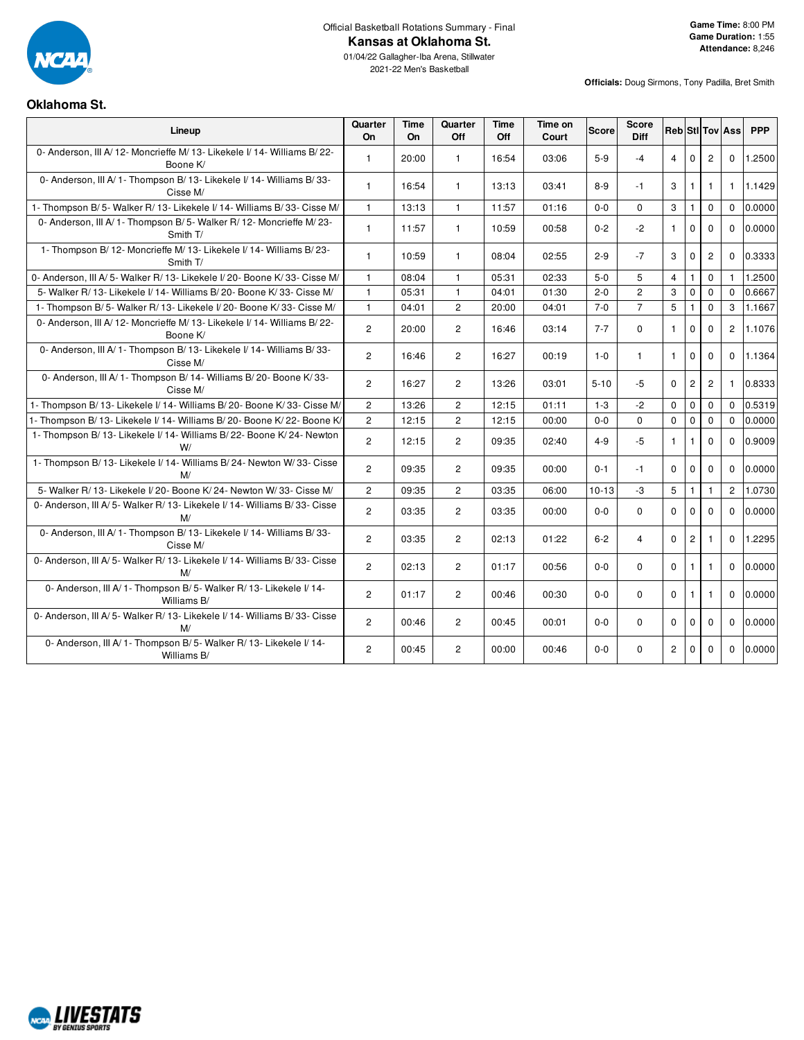Official Basketball Rotations Summary - Final

# Kansas at Oklahoma St.

01/04/22 Gallagher-Iba Arena, Stillwater

2021-22 Men's Basketball

**Game Time:** 8:00 PM
**Game Duration:** 1:55
**Attendance:** 8,246

**Officials:** Doug Sirmons, Tony Padilla, Bret Smith

## Oklahoma St.

| Lineup | Quarter On | Time On | Quarter Off | Time Off | Time on Court | Score | Score Diff | Reb | Stl | Tov | Ass | PPP |
|---|---|---|---|---|---|---|---|---|---|---|---|---|
| 0- Anderson, III A/ 12- Moncrieffe M/ 13- Likekele I/ 14- Williams B/ 22- Boone K/ | 1 | 20:00 | 1 | 16:54 | 03:06 | 5-9 | -4 | 4 | 0 | 2 | 0 | 1.2500 |
| 0- Anderson, III A/ 1- Thompson B/ 13- Likekele I/ 14- Williams B/ 33- Cisse M/ | 1 | 16:54 | 1 | 13:13 | 03:41 | 8-9 | -1 | 3 | 1 | 1 | 1 | 1.1429 |
| 1- Thompson B/ 5- Walker R/ 13- Likekele I/ 14- Williams B/ 33- Cisse M/ | 1 | 13:13 | 1 | 11:57 | 01:16 | 0-0 | 0 | 3 | 1 | 0 | 0 | 0.0000 |
| 0- Anderson, III A/ 1- Thompson B/ 5- Walker R/ 12- Moncrieffe M/ 23- Smith T/ | 1 | 11:57 | 1 | 10:59 | 00:58 | 0-2 | -2 | 1 | 0 | 0 | 0 | 0.0000 |
| 1- Thompson B/ 12- Moncrieffe M/ 13- Likekele I/ 14- Williams B/ 23- Smith T/ | 1 | 10:59 | 1 | 08:04 | 02:55 | 2-9 | -7 | 3 | 0 | 2 | 0 | 0.3333 |
| 0- Anderson, III A/ 5- Walker R/ 13- Likekele I/ 20- Boone K/ 33- Cisse M/ | 1 | 08:04 | 1 | 05:31 | 02:33 | 5-0 | 5 | 4 | 1 | 0 | 1 | 1.2500 |
| 5- Walker R/ 13- Likekele I/ 14- Williams B/ 20- Boone K/ 33- Cisse M/ | 1 | 05:31 | 1 | 04:01 | 01:30 | 2-0 | 2 | 3 | 0 | 0 | 0 | 0.6667 |
| 1- Thompson B/ 5- Walker R/ 13- Likekele I/ 20- Boone K/ 33- Cisse M/ | 1 | 04:01 | 2 | 20:00 | 04:01 | 7-0 | 7 | 5 | 1 | 0 | 3 | 1.1667 |
| 0- Anderson, III A/ 12- Moncrieffe M/ 13- Likekele I/ 14- Williams B/ 22- Boone K/ | 2 | 20:00 | 2 | 16:46 | 03:14 | 7-7 | 0 | 1 | 0 | 0 | 2 | 1.1076 |
| 0- Anderson, III A/ 1- Thompson B/ 13- Likekele I/ 14- Williams B/ 33- Cisse M/ | 2 | 16:46 | 2 | 16:27 | 00:19 | 1-0 | 1 | 1 | 0 | 0 | 0 | 1.1364 |
| 0- Anderson, III A/ 1- Thompson B/ 14- Williams B/ 20- Boone K/ 33- Cisse M/ | 2 | 16:27 | 2 | 13:26 | 03:01 | 5-10 | -5 | 0 | 2 | 2 | 1 | 0.8333 |
| 1- Thompson B/ 13- Likekele I/ 14- Williams B/ 20- Boone K/ 33- Cisse M/ | 2 | 13:26 | 2 | 12:15 | 01:11 | 1-3 | -2 | 0 | 0 | 0 | 0 | 0.5319 |
| 1- Thompson B/ 13- Likekele I/ 14- Williams B/ 20- Boone K/ 22- Boone K/ | 2 | 12:15 | 2 | 12:15 | 00:00 | 0-0 | 0 | 0 | 0 | 0 | 0 | 0.0000 |
| 1- Thompson B/ 13- Likekele I/ 14- Williams B/ 22- Boone K/ 24- Newton W/ | 2 | 12:15 | 2 | 09:35 | 02:40 | 4-9 | -5 | 1 | 1 | 0 | 0 | 0.9009 |
| 1- Thompson B/ 13- Likekele I/ 14- Williams B/ 24- Newton W/ 33- Cisse M/ | 2 | 09:35 | 2 | 09:35 | 00:00 | 0-1 | -1 | 0 | 0 | 0 | 0 | 0.0000 |
| 5- Walker R/ 13- Likekele I/ 20- Boone K/ 24- Newton W/ 33- Cisse M/ | 2 | 09:35 | 2 | 03:35 | 06:00 | 10-13 | -3 | 5 | 1 | 1 | 2 | 1.0730 |
| 0- Anderson, III A/ 5- Walker R/ 13- Likekele I/ 14- Williams B/ 33- Cisse M/ | 2 | 03:35 | 2 | 03:35 | 00:00 | 0-0 | 0 | 0 | 0 | 0 | 0 | 0.0000 |
| 0- Anderson, III A/ 1- Thompson B/ 13- Likekele I/ 14- Williams B/ 33- Cisse M/ | 2 | 03:35 | 2 | 02:13 | 01:22 | 6-2 | 4 | 0 | 2 | 1 | 0 | 1.2295 |
| 0- Anderson, III A/ 5- Walker R/ 13- Likekele I/ 14- Williams B/ 33- Cisse M/ | 2 | 02:13 | 2 | 01:17 | 00:56 | 0-0 | 0 | 0 | 1 | 1 | 0 | 0.0000 |
| 0- Anderson, III A/ 1- Thompson B/ 5- Walker R/ 13- Likekele I/ 14- Williams B/ | 2 | 01:17 | 2 | 00:46 | 00:30 | 0-0 | 0 | 0 | 1 | 1 | 0 | 0.0000 |
| 0- Anderson, III A/ 5- Walker R/ 13- Likekele I/ 14- Williams B/ 33- Cisse M/ | 2 | 00:46 | 2 | 00:45 | 00:01 | 0-0 | 0 | 0 | 0 | 0 | 0 | 0.0000 |
| 0- Anderson, III A/ 1- Thompson B/ 5- Walker R/ 13- Likekele I/ 14- Williams B/ | 2 | 00:45 | 2 | 00:00 | 00:46 | 0-0 | 0 | 2 | 0 | 0 | 0 | 0.0000 |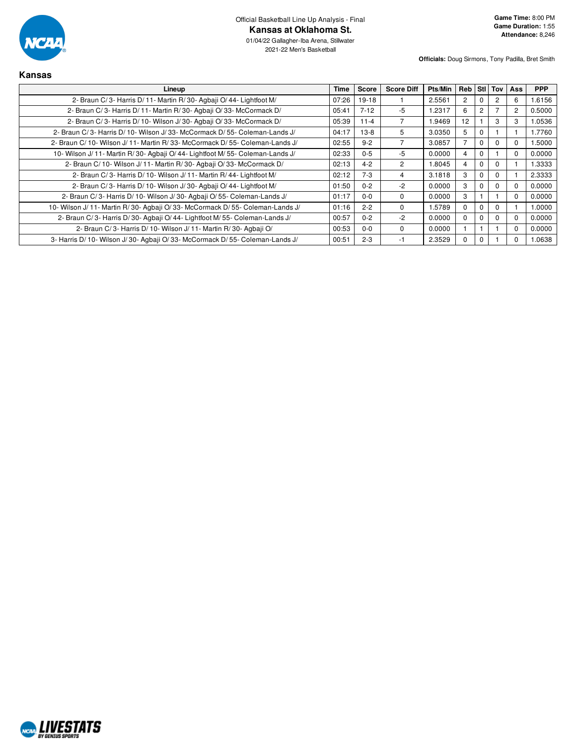Official Basketball Line Up Analysis - Final

# Kansas at Oklahoma St.

01/04/22 Gallagher-Iba Arena, Stillwater

2021-22 Men's Basketball

**Game Time:** 8:00 PM
**Game Duration:** 1:55
**Attendance:** 8,246

**Officials:** Doug Sirmons, Tony Padilla, Bret Smith

## Kansas

| Lineup | Time | Score | Score Diff | Pts/Min | Reb | Stl | Tov | Ass | PPP |
|---|---|---|---|---|---|---|---|---|---|
| 2- Braun C/ 3- Harris D/ 11- Martin R/ 30- Agbaji O/ 44- Lightfoot M/ | 07:26 | 19-18 | 1 | 2.5561 | 2 | 0 | 2 | 6 | 1.6156 |
| 2- Braun C/ 3- Harris D/ 11- Martin R/ 30- Agbaji O/ 33- McCormack D/ | 05:41 | 7-12 | -5 | 1.2317 | 6 | 2 | 7 | 2 | 0.5000 |
| 2- Braun C/ 3- Harris D/ 10- Wilson J/ 30- Agbaji O/ 33- McCormack D/ | 05:39 | 11-4 | 7 | 1.9469 | 12 | 1 | 3 | 3 | 1.0536 |
| 2- Braun C/ 3- Harris D/ 10- Wilson J/ 33- McCormack D/ 55- Coleman-Lands J/ | 04:17 | 13-8 | 5 | 3.0350 | 5 | 0 | 1 | 1 | 1.7760 |
| 2- Braun C/ 10- Wilson J/ 11- Martin R/ 33- McCormack D/ 55- Coleman-Lands J/ | 02:55 | 9-2 | 7 | 3.0857 | 7 | 0 | 0 | 0 | 1.5000 |
| 10- Wilson J/ 11- Martin R/ 30- Agbaji O/ 44- Lightfoot M/ 55- Coleman-Lands J/ | 02:33 | 0-5 | -5 | 0.0000 | 4 | 0 | 1 | 0 | 0.0000 |
| 2- Braun C/ 10- Wilson J/ 11- Martin R/ 30- Agbaji O/ 33- McCormack D/ | 02:13 | 4-2 | 2 | 1.8045 | 4 | 0 | 0 | 1 | 1.3333 |
| 2- Braun C/ 3- Harris D/ 10- Wilson J/ 11- Martin R/ 44- Lightfoot M/ | 02:12 | 7-3 | 4 | 3.1818 | 3 | 0 | 0 | 1 | 2.3333 |
| 2- Braun C/ 3- Harris D/ 10- Wilson J/ 30- Agbaji O/ 44- Lightfoot M/ | 01:50 | 0-2 | -2 | 0.0000 | 3 | 0 | 0 | 0 | 0.0000 |
| 2- Braun C/ 3- Harris D/ 10- Wilson J/ 30- Agbaji O/ 55- Coleman-Lands J/ | 01:17 | 0-0 | 0 | 0.0000 | 3 | 1 | 1 | 0 | 0.0000 |
| 10- Wilson J/ 11- Martin R/ 30- Agbaji O/ 33- McCormack D/ 55- Coleman-Lands J/ | 01:16 | 2-2 | 0 | 1.5789 | 0 | 0 | 0 | 1 | 1.0000 |
| 2- Braun C/ 3- Harris D/ 30- Agbaji O/ 44- Lightfoot M/ 55- Coleman-Lands J/ | 00:57 | 0-2 | -2 | 0.0000 | 0 | 0 | 0 | 0 | 0.0000 |
| 2- Braun C/ 3- Harris D/ 10- Wilson J/ 11- Martin R/ 30- Agbaji O/ | 00:53 | 0-0 | 0 | 0.0000 | 1 | 1 | 1 | 0 | 0.0000 |
| 3- Harris D/ 10- Wilson J/ 30- Agbaji O/ 33- McCormack D/ 55- Coleman-Lands J/ | 00:51 | 2-3 | -1 | 2.3529 | 0 | 0 | 1 | 0 | 1.0638 |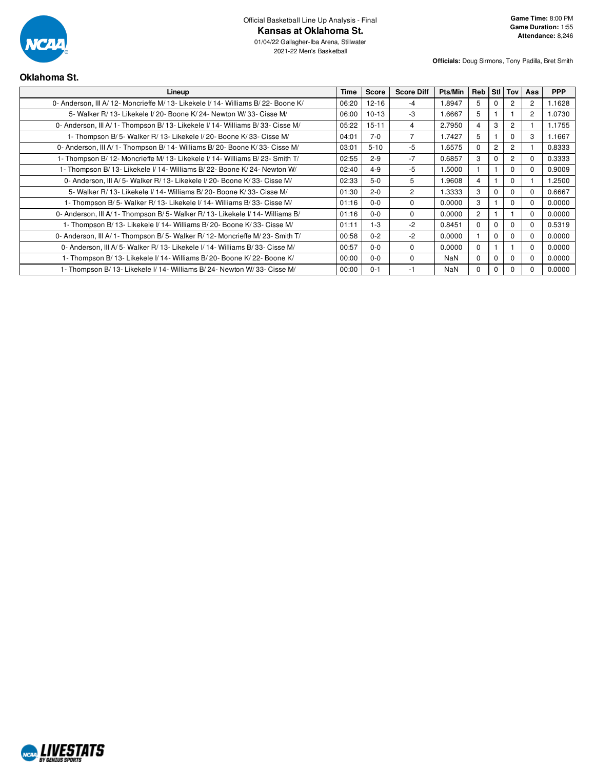Official Basketball Line Up Analysis - Final

# Kansas at Oklahoma St.

01/04/22 Gallagher-Iba Arena, Stillwater

2021-22 Men's Basketball

**Game Time:** 8:00 PM
**Game Duration:** 1:55
**Attendance:** 8,246

**Officials:** Doug Sirmons, Tony Padilla, Bret Smith

## Oklahoma St.

| Lineup | Time | Score | Score Diff | Pts/Min | Reb | Stl | Tov | Ass | PPP |
|---|---|---|---|---|---|---|---|---|---|
| 0- Anderson, III A/ 12- Moncrieffe M/ 13- Likekele I/ 14- Williams B/ 22- Boone K/ | 06:20 | 12-16 | -4 | 1.8947 | 5 | 0 | 2 | 2 | 1.1628 |
| 5- Walker R/ 13- Likekele I/ 20- Boone K/ 24- Newton W/ 33- Cisse M/ | 06:00 | 10-13 | -3 | 1.6667 | 5 | 1 | 1 | 2 | 1.0730 |
| 0- Anderson, III A/ 1- Thompson B/ 13- Likekele I/ 14- Williams B/ 33- Cisse M/ | 05:22 | 15-11 | 4 | 2.7950 | 4 | 3 | 2 | 1 | 1.1755 |
| 1- Thompson B/ 5- Walker R/ 13- Likekele I/ 20- Boone K/ 33- Cisse M/ | 04:01 | 7-0 | 7 | 1.7427 | 5 | 1 | 0 | 3 | 1.1667 |
| 0- Anderson, III A/ 1- Thompson B/ 14- Williams B/ 20- Boone K/ 33- Cisse M/ | 03:01 | 5-10 | -5 | 1.6575 | 0 | 2 | 2 | 1 | 0.8333 |
| 1- Thompson B/ 12- Moncrieffe M/ 13- Likekele I/ 14- Williams B/ 23- Smith T/ | 02:55 | 2-9 | -7 | 0.6857 | 3 | 0 | 2 | 0 | 0.3333 |
| 1- Thompson B/ 13- Likekele I/ 14- Williams B/ 22- Boone K/ 24- Newton W/ | 02:40 | 4-9 | -5 | 1.5000 | 1 | 1 | 0 | 0 | 0.9009 |
| 0- Anderson, III A/ 5- Walker R/ 13- Likekele I/ 20- Boone K/ 33- Cisse M/ | 02:33 | 5-0 | 5 | 1.9608 | 4 | 1 | 0 | 1 | 1.2500 |
| 5- Walker R/ 13- Likekele I/ 14- Williams B/ 20- Boone K/ 33- Cisse M/ | 01:30 | 2-0 | 2 | 1.3333 | 3 | 0 | 0 | 0 | 0.6667 |
| 1- Thompson B/ 5- Walker R/ 13- Likekele I/ 14- Williams B/ 33- Cisse M/ | 01:16 | 0-0 | 0 | 0.0000 | 3 | 1 | 0 | 0 | 0.0000 |
| 0- Anderson, III A/ 1- Thompson B/ 5- Walker R/ 13- Likekele I/ 14- Williams B/ | 01:16 | 0-0 | 0 | 0.0000 | 2 | 1 | 1 | 0 | 0.0000 |
| 1- Thompson B/ 13- Likekele I/ 14- Williams B/ 20- Boone K/ 33- Cisse M/ | 01:11 | 1-3 | -2 | 0.8451 | 0 | 0 | 0 | 0 | 0.5319 |
| 0- Anderson, III A/ 1- Thompson B/ 5- Walker R/ 12- Moncrieffe M/ 23- Smith T/ | 00:58 | 0-2 | -2 | 0.0000 | 1 | 0 | 0 | 0 | 0.0000 |
| 0- Anderson, III A/ 5- Walker R/ 13- Likekele I/ 14- Williams B/ 33- Cisse M/ | 00:57 | 0-0 | 0 | 0.0000 | 0 | 1 | 1 | 0 | 0.0000 |
| 1- Thompson B/ 13- Likekele I/ 14- Williams B/ 20- Boone K/ 22- Boone K/ | 00:00 | 0-0 | 0 | NaN | 0 | 0 | 0 | 0 | 0.0000 |
| 1- Thompson B/ 13- Likekele I/ 14- Williams B/ 24- Newton W/ 33- Cisse M/ | 00:00 | 0-1 | -1 | NaN | 0 | 0 | 0 | 0 | 0.0000 |